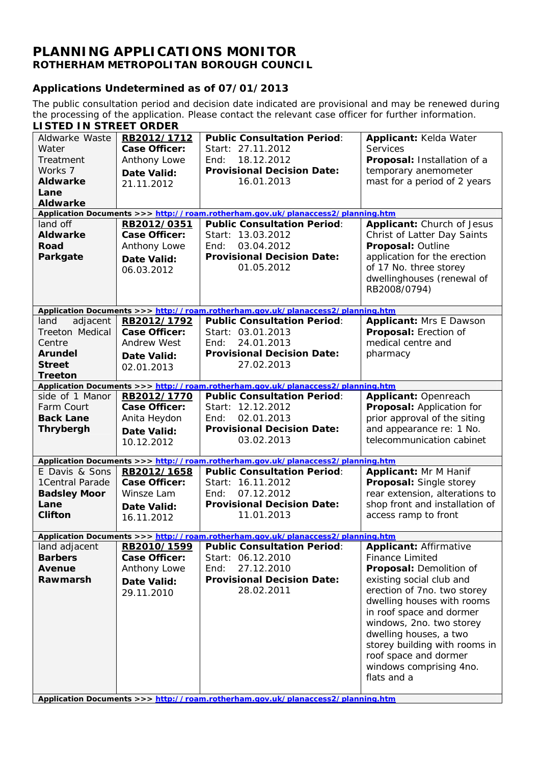# PLANNING APPLICATIONS MONITOR

## ROTHERHAM METROPOLITAN BOROUGH COUNCIL

### Applications Undetermined as of 07/01/2013

The public consultation period and decision date indicated are provisional and may be renewed during the processing of the application. Please contact the relevant case officer for further information.

**LISTED IN STREET ORDER**

| | | | |
|---|---|---|---|
| Aldwarke Waste Water Treatment Works 7 **Aldwarke Lane** **Aldwarke** | **RB2012/1712** **Case Officer:** Anthony Lowe **Date Valid:** 21.11.2012 | **Public Consultation Period**: Start: 27.11.2012 End: 18.12.2012 **Provisional Decision Date:** 16.01.2013 | **Applicant:** Kelda Water Services **Proposal:** Installation of a temporary anemometer mast for a period of 2 years |
| **Application Documents >>> http://roam.rotherham.gov.uk/planaccess2/planning.htm** | | | |
| land off **Aldwarke Road** **Parkgate** | **RB2012/0351** **Case Officer:** Anthony Lowe **Date Valid:** 06.03.2012 | **Public Consultation Period**: Start: 13.03.2012 End: 03.04.2012 **Provisional Decision Date:** 01.05.2012 | **Applicant:** Church of Jesus Christ of Latter Day Saints **Proposal:** Outline application for the erection of 17 No. three storey dwellinghouses (renewal of RB2008/0794) |
| **Application Documents >>> http://roam.rotherham.gov.uk/planaccess2/planning.htm** | | | |
| land adjacent Treeton Medical Centre **Arundel Street** **Treeton** | **RB2012/1792** **Case Officer:** Andrew West **Date Valid:** 02.01.2013 | **Public Consultation Period**: Start: 03.01.2013 End: 24.01.2013 **Provisional Decision Date:** 27.02.2013 | **Applicant:** Mrs E Dawson **Proposal:** Erection of medical centre and pharmacy |
| **Application Documents >>> http://roam.rotherham.gov.uk/planaccess2/planning.htm** | | | |
| side of 1 Manor Farm Court **Back Lane** **Thrybergh** | **RB2012/1770** **Case Officer:** Anita Heydon **Date Valid:** 10.12.2012 | **Public Consultation Period**: Start: 12.12.2012 End: 02.01.2013 **Provisional Decision Date:** 03.02.2013 | **Applicant:** Openreach **Proposal:** Application for prior approval of the siting and appearance re: 1 No. telecommunication cabinet |
| **Application Documents >>> http://roam.rotherham.gov.uk/planaccess2/planning.htm** | | | |
| E Davis & Sons 1Central Parade **Badsley Moor Lane** **Clifton** | **RB2012/1658** **Case Officer:** Winsze Lam **Date Valid:** 16.11.2012 | **Public Consultation Period**: Start: 16.11.2012 End: 07.12.2012 **Provisional Decision Date:** 11.01.2013 | **Applicant:** Mr M Hanif **Proposal:** Single storey rear extension, alterations to shop front and installation of access ramp to front |
| **Application Documents >>> http://roam.rotherham.gov.uk/planaccess2/planning.htm** | | | |
| land adjacent **Barbers Avenue** **Rawmarsh** | **RB2010/1599** **Case Officer:** Anthony Lowe **Date Valid:** 29.11.2010 | **Public Consultation Period**: Start: 06.12.2010 End: 27.12.2010 **Provisional Decision Date:** 28.02.2011 | **Applicant:** Affirmative Finance Limited **Proposal:** Demolition of existing social club and erection of 7no. two storey dwelling houses with rooms in roof space and dormer windows, 2no. two storey dwelling houses, a two storey building with rooms in roof space and dormer windows comprising 4no. flats and a |
| **Application Documents >>> http://roam.rotherham.gov.uk/planaccess2/planning.htm** | | | |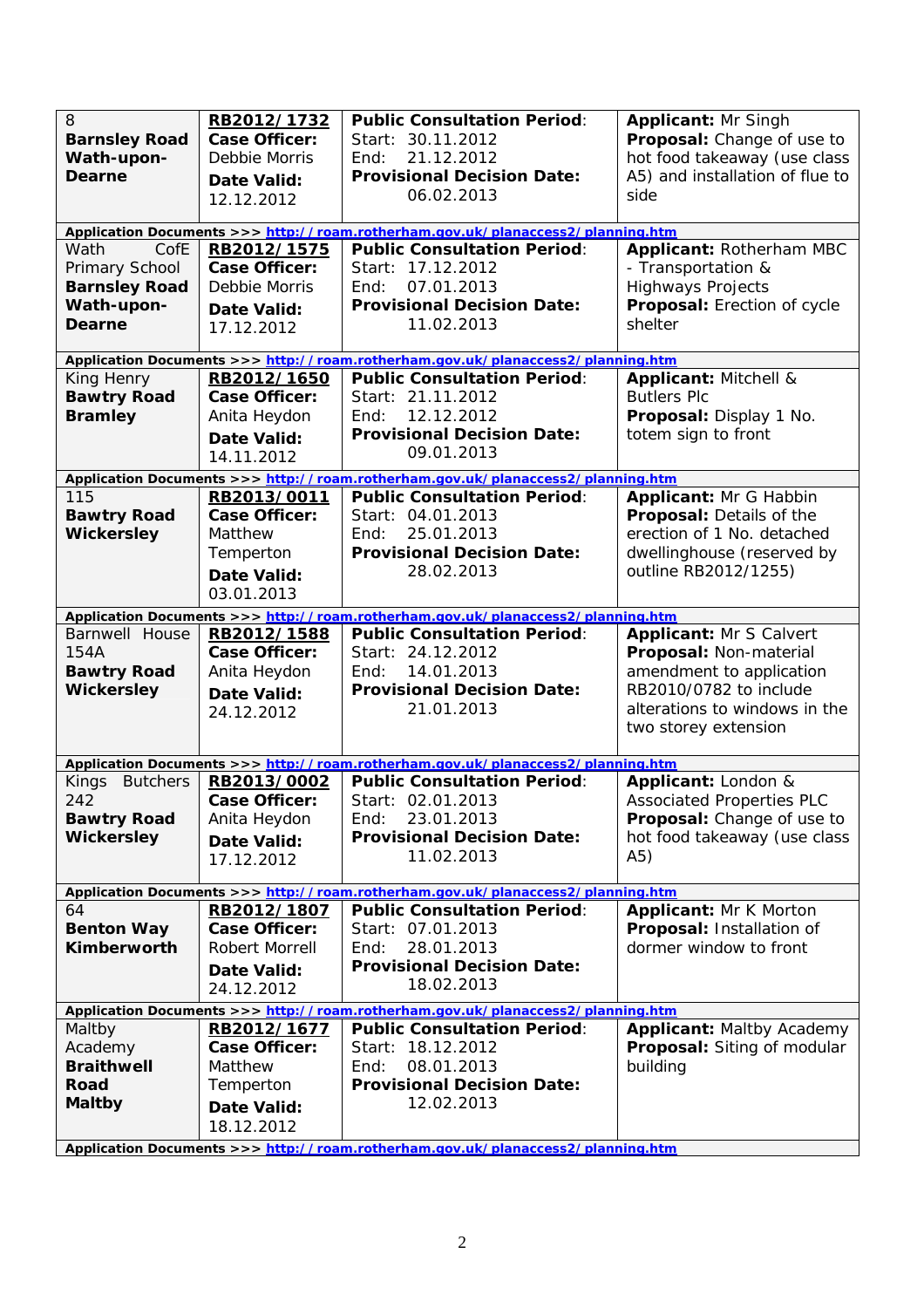| Location | Reference / Officer | Consultation / Decision | Applicant / Proposal |
|---|---|---|---|
| 8 **Barnsley Road Wath-upon-Dearne** | **RB2012/1732** **Case Officer:** Debbie Morris **Date Valid:** 12.12.2012 | **Public Consultation Period**: Start: 30.11.2012 End: 21.12.2012 **Provisional Decision Date:** 06.02.2013 | **Applicant:** Mr Singh **Proposal:** Change of use to hot food takeaway (use class A5) and installation of flue to side |
| **Application Documents >>> http://roam.rotherham.gov.uk/planaccess2/planning.htm** | | | |
| Wath CofE Primary School **Barnsley Road Wath-upon-Dearne** | **RB2012/1575** **Case Officer:** Debbie Morris **Date Valid:** 17.12.2012 | **Public Consultation Period**: Start: 17.12.2012 End: 07.01.2013 **Provisional Decision Date:** 11.02.2013 | **Applicant:** Rotherham MBC - Transportation & Highways Projects **Proposal:** Erection of cycle shelter |
| **Application Documents >>> http://roam.rotherham.gov.uk/planaccess2/planning.htm** | | | |
| King Henry **Bawtry Road Bramley** | **RB2012/1650** **Case Officer:** Anita Heydon **Date Valid:** 14.11.2012 | **Public Consultation Period**: Start: 21.11.2012 End: 12.12.2012 **Provisional Decision Date:** 09.01.2013 | **Applicant:** Mitchell & Butlers Plc **Proposal:** Display 1 No. totem sign to front |
| **Application Documents >>> http://roam.rotherham.gov.uk/planaccess2/planning.htm** | | | |
| 115 **Bawtry Road Wickersley** | **RB2013/0011** **Case Officer:** Matthew Temperton **Date Valid:** 03.01.2013 | **Public Consultation Period**: Start: 04.01.2013 End: 25.01.2013 **Provisional Decision Date:** 28.02.2013 | **Applicant:** Mr G Habbin **Proposal:** Details of the erection of 1 No. detached dwellinghouse (reserved by outline RB2012/1255) |
| **Application Documents >>> http://roam.rotherham.gov.uk/planaccess2/planning.htm** | | | |
| Barnwell House 154A **Bawtry Road Wickersley** | **RB2012/1588** **Case Officer:** Anita Heydon **Date Valid:** 24.12.2012 | **Public Consultation Period**: Start: 24.12.2012 End: 14.01.2013 **Provisional Decision Date:** 21.01.2013 | **Applicant:** Mr S Calvert **Proposal:** Non-material amendment to application RB2010/0782 to include alterations to windows in the two storey extension |
| **Application Documents >>> http://roam.rotherham.gov.uk/planaccess2/planning.htm** | | | |
| Kings Butchers 242 **Bawtry Road Wickersley** | **RB2013/0002** **Case Officer:** Anita Heydon **Date Valid:** 17.12.2012 | **Public Consultation Period**: Start: 02.01.2013 End: 23.01.2013 **Provisional Decision Date:** 11.02.2013 | **Applicant:** London & Associated Properties PLC **Proposal:** Change of use to hot food takeaway (use class A5) |
| **Application Documents >>> http://roam.rotherham.gov.uk/planaccess2/planning.htm** | | | |
| 64 **Benton Way Kimberworth** | **RB2012/1807** **Case Officer:** Robert Morrell **Date Valid:** 24.12.2012 | **Public Consultation Period**: Start: 07.01.2013 End: 28.01.2013 **Provisional Decision Date:** 18.02.2013 | **Applicant:** Mr K Morton **Proposal:** Installation of dormer window to front |
| **Application Documents >>> http://roam.rotherham.gov.uk/planaccess2/planning.htm** | | | |
| Maltby Academy **Braithwell Road Maltby** | **RB2012/1677** **Case Officer:** Matthew Temperton **Date Valid:** 18.12.2012 | **Public Consultation Period**: Start: 18.12.2012 End: 08.01.2013 **Provisional Decision Date:** 12.02.2013 | **Applicant:** Maltby Academy **Proposal:** Siting of modular building |
| **Application Documents >>> http://roam.rotherham.gov.uk/planaccess2/planning.htm** | | | |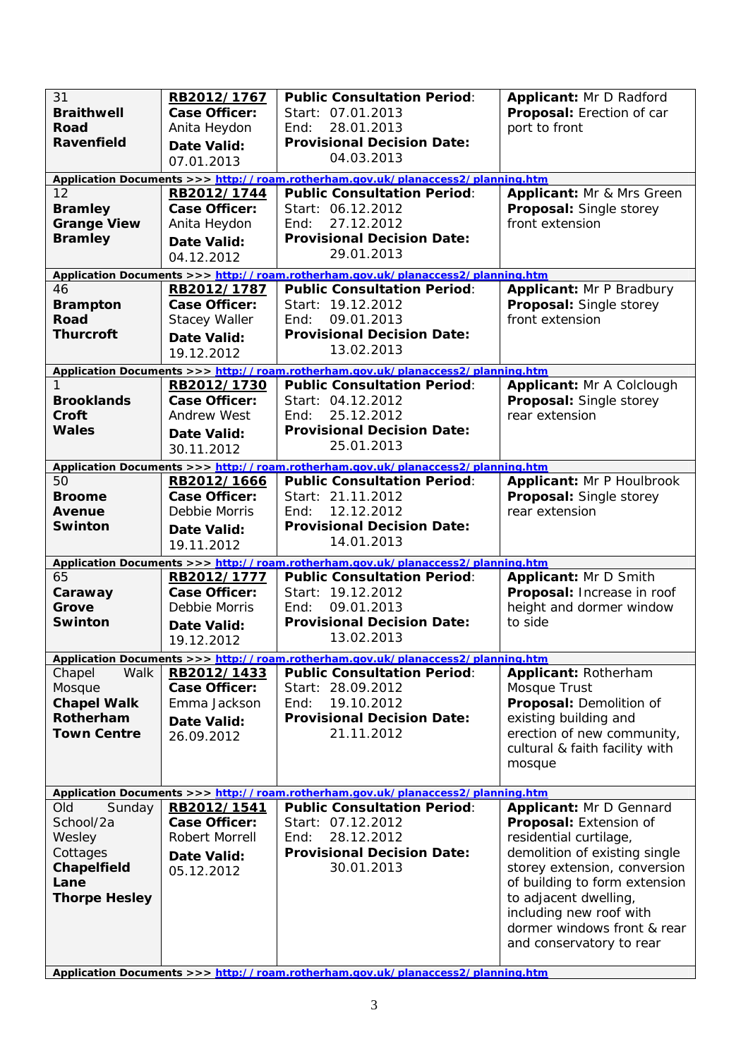| Address | Reference | Consultation | Details |
|---|---|---|---|
| 31 **Braithwell Road Ravenfield** | **RB2012/1767** **Case Officer:** Anita Heydon **Date Valid:** 07.01.2013 | **Public Consultation Period**: Start: 07.01.2013 End: 28.01.2013 **Provisional Decision Date:** 04.03.2013 | **Applicant:** Mr D Radford **Proposal:** Erection of car port to front |
| **Application Documents >>>** http://roam.rotherham.gov.uk/planaccess2/planning.htm | | | |
| 12 **Bramley Grange View Bramley** | **RB2012/1744** **Case Officer:** Anita Heydon **Date Valid:** 04.12.2012 | **Public Consultation Period**: Start: 06.12.2012 End: 27.12.2012 **Provisional Decision Date:** 29.01.2013 | **Applicant:** Mr & Mrs Green **Proposal:** Single storey front extension |
| **Application Documents >>>** http://roam.rotherham.gov.uk/planaccess2/planning.htm | | | |
| 46 **Brampton Road Thurcroft** | **RB2012/1787** **Case Officer:** Stacey Waller **Date Valid:** 19.12.2012 | **Public Consultation Period**: Start: 19.12.2012 End: 09.01.2013 **Provisional Decision Date:** 13.02.2013 | **Applicant:** Mr P Bradbury **Proposal:** Single storey front extension |
| **Application Documents >>>** http://roam.rotherham.gov.uk/planaccess2/planning.htm | | | |
| 1 **Brooklands Croft Wales** | **RB2012/1730** **Case Officer:** Andrew West **Date Valid:** 30.11.2012 | **Public Consultation Period**: Start: 04.12.2012 End: 25.12.2012 **Provisional Decision Date:** 25.01.2013 | **Applicant:** Mr A Colclough **Proposal:** Single storey rear extension |
| **Application Documents >>>** http://roam.rotherham.gov.uk/planaccess2/planning.htm | | | |
| 50 **Broome Avenue Swinton** | **RB2012/1666** **Case Officer:** Debbie Morris **Date Valid:** 19.11.2012 | **Public Consultation Period**: Start: 21.11.2012 End: 12.12.2012 **Provisional Decision Date:** 14.01.2013 | **Applicant:** Mr P Houlbrook **Proposal:** Single storey rear extension |
| **Application Documents >>>** http://roam.rotherham.gov.uk/planaccess2/planning.htm | | | |
| 65 **Caraway Grove Swinton** | **RB2012/1777** **Case Officer:** Debbie Morris **Date Valid:** 19.12.2012 | **Public Consultation Period**: Start: 19.12.2012 End: 09.01.2013 **Provisional Decision Date:** 13.02.2013 | **Applicant:** Mr D Smith **Proposal:** Increase in roof height and dormer window to side |
| **Application Documents >>>** http://roam.rotherham.gov.uk/planaccess2/planning.htm | | | |
| Chapel Walk Mosque **Chapel Walk Rotherham Town Centre** | **RB2012/1433** **Case Officer:** Emma Jackson **Date Valid:** 26.09.2012 | **Public Consultation Period**: Start: 28.09.2012 End: 19.10.2012 **Provisional Decision Date:** 21.11.2012 | **Applicant:** Rotherham Mosque Trust **Proposal:** Demolition of existing building and erection of new community, cultural & faith facility with mosque |
| **Application Documents >>>** http://roam.rotherham.gov.uk/planaccess2/planning.htm | | | |
| Old Sunday School/2a Wesley Cottages **Chapelfield Lane Thorpe Hesley** | **RB2012/1541** **Case Officer:** Robert Morrell **Date Valid:** 05.12.2012 | **Public Consultation Period**: Start: 07.12.2012 End: 28.12.2012 **Provisional Decision Date:** 30.01.2013 | **Applicant:** Mr D Gennard **Proposal:** Extension of residential curtilage, demolition of existing single storey extension, conversion of building to form extension to adjacent dwelling, including new roof with dormer windows front & rear and conservatory to rear |
| **Application Documents >>>** http://roam.rotherham.gov.uk/planaccess2/planning.htm | | | |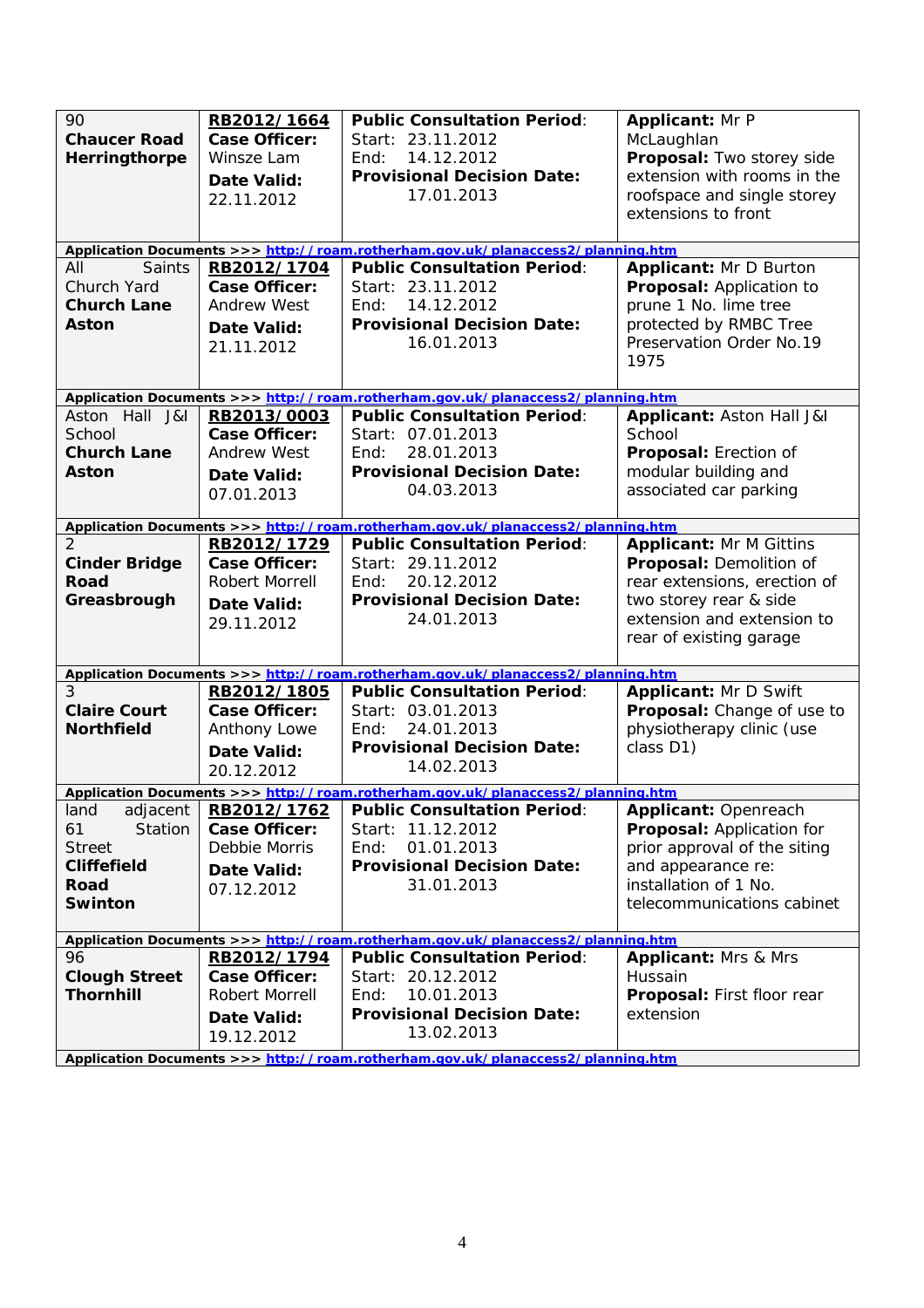| Location | Reference | Public Consultation Period | Details |
|---|---|---|---|
| 90 **Chaucer Road Herringthorpe** | **RB2012/1664** **Case Officer:** Winsze Lam **Date Valid:** 22.11.2012 | **Public Consultation Period**: Start: 23.11.2012 End: 14.12.2012 **Provisional Decision Date:** 17.01.2013 | **Applicant:** Mr P McLaughlan **Proposal:** Two storey side extension with rooms in the roofspace and single storey extensions to front |
| **Application Documents >>> http://roam.rotherham.gov.uk/planaccess2/planning.htm** | | | |
| All Saints Church Yard **Church Lane Aston** | **RB2012/1704** **Case Officer:** Andrew West **Date Valid:** 21.11.2012 | **Public Consultation Period**: Start: 23.11.2012 End: 14.12.2012 **Provisional Decision Date:** 16.01.2013 | **Applicant:** Mr D Burton **Proposal:** Application to prune 1 No. lime tree protected by RMBC Tree Preservation Order No.19 1975 |
| **Application Documents >>> http://roam.rotherham.gov.uk/planaccess2/planning.htm** | | | |
| Aston Hall J&I School **Church Lane Aston** | **RB2013/0003** **Case Officer:** Andrew West **Date Valid:** 07.01.2013 | **Public Consultation Period**: Start: 07.01.2013 End: 28.01.2013 **Provisional Decision Date:** 04.03.2013 | **Applicant:** Aston Hall J&I School **Proposal:** Erection of modular building and associated car parking |
| **Application Documents >>> http://roam.rotherham.gov.uk/planaccess2/planning.htm** | | | |
| 2 **Cinder Bridge Road Greasbrough** | **RB2012/1729** **Case Officer:** Robert Morrell **Date Valid:** 29.11.2012 | **Public Consultation Period**: Start: 29.11.2012 End: 20.12.2012 **Provisional Decision Date:** 24.01.2013 | **Applicant:** Mr M Gittins **Proposal:** Demolition of rear extensions, erection of two storey rear & side extension and extension to rear of existing garage |
| **Application Documents >>> http://roam.rotherham.gov.uk/planaccess2/planning.htm** | | | |
| 3 **Claire Court Northfield** | **RB2012/1805** **Case Officer:** Anthony Lowe **Date Valid:** 20.12.2012 | **Public Consultation Period**: Start: 03.01.2013 End: 24.01.2013 **Provisional Decision Date:** 14.02.2013 | **Applicant:** Mr D Swift **Proposal:** Change of use to physiotherapy clinic (use class D1) |
| **Application Documents >>> http://roam.rotherham.gov.uk/planaccess2/planning.htm** | | | |
| land adjacent 61 Station Street **Cliffefield Road Swinton** | **RB2012/1762** **Case Officer:** Debbie Morris **Date Valid:** 07.12.2012 | **Public Consultation Period**: Start: 11.12.2012 End: 01.01.2013 **Provisional Decision Date:** 31.01.2013 | **Applicant:** Openreach **Proposal:** Application for prior approval of the siting and appearance re: installation of 1 No. telecommunications cabinet |
| **Application Documents >>> http://roam.rotherham.gov.uk/planaccess2/planning.htm** | | | |
| 96 **Clough Street Thornhill** | **RB2012/1794** **Case Officer:** Robert Morrell **Date Valid:** 19.12.2012 | **Public Consultation Period**: Start: 20.12.2012 End: 10.01.2013 **Provisional Decision Date:** 13.02.2013 | **Applicant:** Mrs & Mrs Hussain **Proposal:** First floor rear extension |
| **Application Documents >>> http://roam.rotherham.gov.uk/planaccess2/planning.htm** | | | |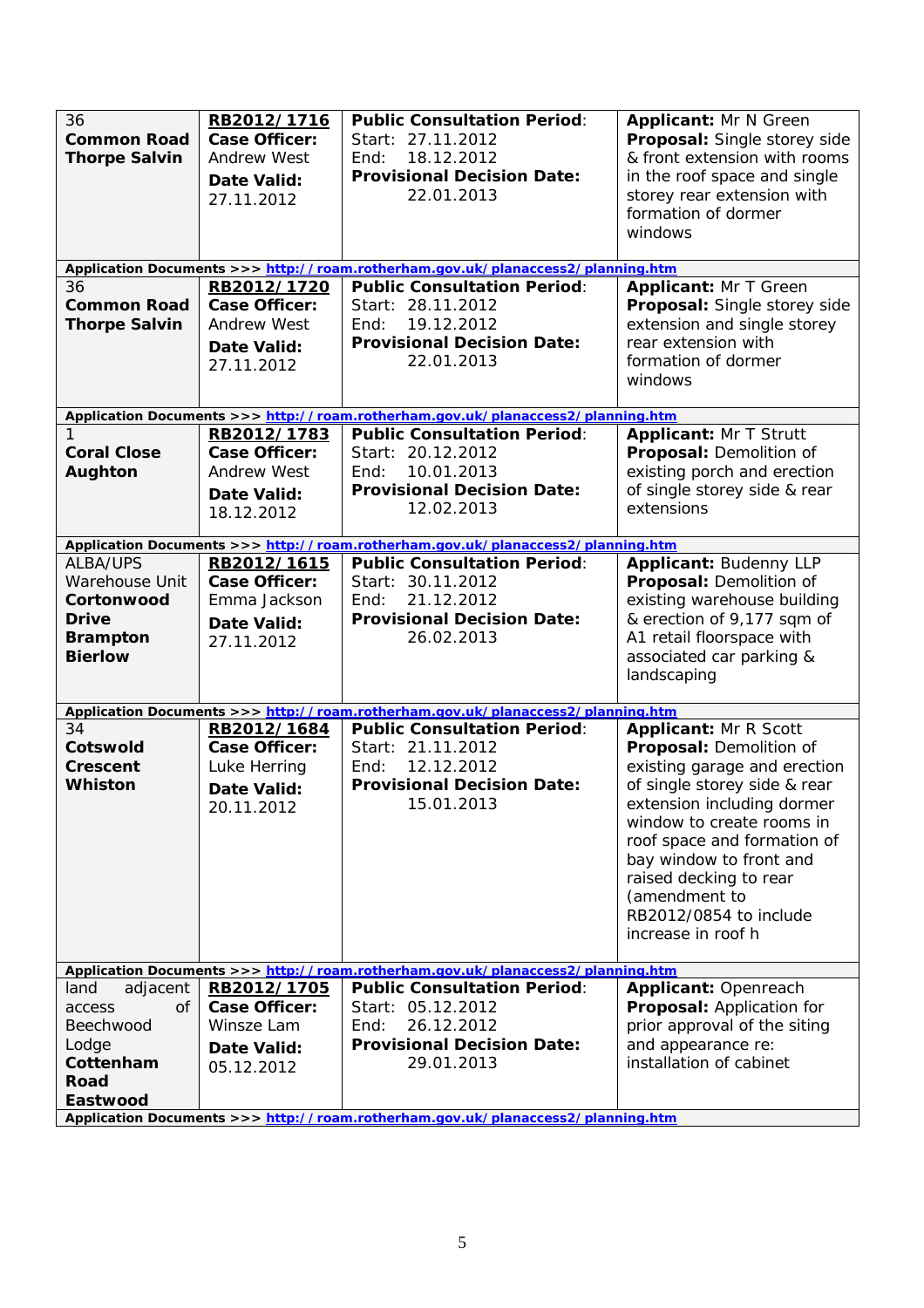| | | | |
|---|---|---|---|
| 36 **Common Road Thorpe Salvin** | **RB2012/1716** **Case Officer:** Andrew West **Date Valid:** 27.11.2012 | **Public Consultation Period**: Start: 27.11.2012 End: 18.12.2012 **Provisional Decision Date:** 22.01.2013 | **Applicant:** Mr N Green **Proposal:** Single storey side & front extension with rooms in the roof space and single storey rear extension with formation of dormer windows |
| **Application Documents >>>** **http://roam.rotherham.gov.uk/planaccess2/planning.htm** | | | |
| 36 **Common Road Thorpe Salvin** | **RB2012/1720** **Case Officer:** Andrew West **Date Valid:** 27.11.2012 | **Public Consultation Period**: Start: 28.11.2012 End: 19.12.2012 **Provisional Decision Date:** 22.01.2013 | **Applicant:** Mr T Green **Proposal:** Single storey side extension and single storey rear extension with formation of dormer windows |
| **Application Documents >>>** **http://roam.rotherham.gov.uk/planaccess2/planning.htm** | | | |
| 1 **Coral Close Aughton** | **RB2012/1783** **Case Officer:** Andrew West **Date Valid:** 18.12.2012 | **Public Consultation Period**: Start: 20.12.2012 End: 10.01.2013 **Provisional Decision Date:** 12.02.2013 | **Applicant:** Mr T Strutt **Proposal:** Demolition of existing porch and erection of single storey side & rear extensions |
| **Application Documents >>>** **http://roam.rotherham.gov.uk/planaccess2/planning.htm** | | | |
| ALBA/UPS Warehouse Unit **Cortonwood Drive Brampton Bierlow** | **RB2012/1615** **Case Officer:** Emma Jackson **Date Valid:** 27.11.2012 | **Public Consultation Period**: Start: 30.11.2012 End: 21.12.2012 **Provisional Decision Date:** 26.02.2013 | **Applicant:** Budenny LLP **Proposal:** Demolition of existing warehouse building & erection of 9,177 sqm of A1 retail floorspace with associated car parking & landscaping |
| **Application Documents >>>** **http://roam.rotherham.gov.uk/planaccess2/planning.htm** | | | |
| 34 **Cotswold Crescent Whiston** | **RB2012/1684** **Case Officer:** Luke Herring **Date Valid:** 20.11.2012 | **Public Consultation Period**: Start: 21.11.2012 End: 12.12.2012 **Provisional Decision Date:** 15.01.2013 | **Applicant:** Mr R Scott **Proposal:** Demolition of existing garage and erection of single storey side & rear extension including dormer window to create rooms in roof space and formation of bay window to front and raised decking to rear (amendment to RB2012/0854 to include increase in roof h |
| **Application Documents >>>** **http://roam.rotherham.gov.uk/planaccess2/planning.htm** | | | |
| land adjacent access of Beechwood Lodge **Cottenham Road Eastwood** | **RB2012/1705** **Case Officer:** Winsze Lam **Date Valid:** 05.12.2012 | **Public Consultation Period**: Start: 05.12.2012 End: 26.12.2012 **Provisional Decision Date:** 29.01.2013 | **Applicant:** Openreach **Proposal:** Application for prior approval of the siting and appearance re: installation of cabinet |
| **Application Documents >>>** **http://roam.rotherham.gov.uk/planaccess2/planning.htm** | | | |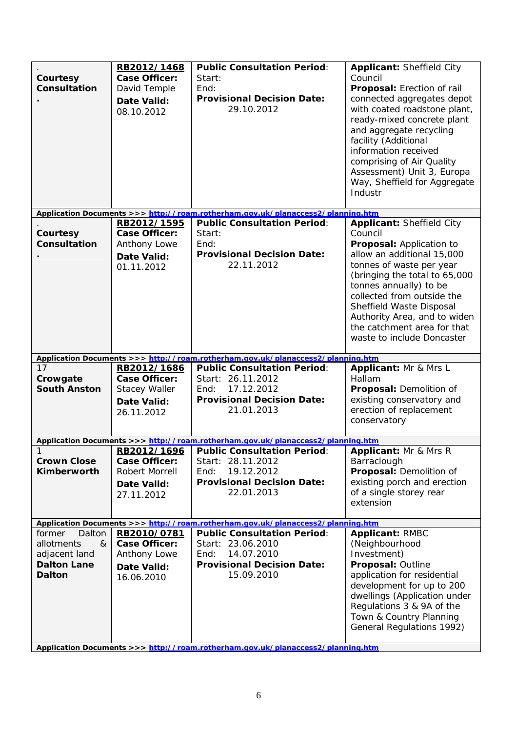| Location | Reference | Consultation | Details |
|---|---|---|---|
| . **Courtesy Consultation** **.** | **RB2012/1468** **Case Officer:** David Temple **Date Valid:** 08.10.2012 | **Public Consultation Period**: Start: End: **Provisional Decision Date:** 29.10.2012 | **Applicant:** Sheffield City Council **Proposal:** Erection of rail connected aggregates depot with coated roadstone plant, ready-mixed concrete plant and aggregate recycling facility (Additional information received comprising of Air Quality Assessment) Unit 3, Europa Way, Sheffield for Aggregate Industr |
| **Application Documents >>> http://roam.rotherham.gov.uk/planaccess2/planning.htm** | | | |
| . **Courtesy Consultation** **.** | **RB2012/1595** **Case Officer:** Anthony Lowe **Date Valid:** 01.11.2012 | **Public Consultation Period**: Start: End: **Provisional Decision Date:** 22.11.2012 | **Applicant:** Sheffield City Council **Proposal:** Application to allow an additional 15,000 tonnes of waste per year (bringing the total to 65,000 tonnes annually) to be collected from outside the Sheffield Waste Disposal Authority Area, and to widen the catchment area for that waste to include Doncaster |
| **Application Documents >>> http://roam.rotherham.gov.uk/planaccess2/planning.htm** | | | |
| 17 **Crowgate South Anston** | **RB2012/1686** **Case Officer:** Stacey Waller **Date Valid:** 26.11.2012 | **Public Consultation Period**: Start: 26.11.2012 End: 17.12.2012 **Provisional Decision Date:** 21.01.2013 | **Applicant:** Mr & Mrs L Hallam **Proposal:** Demolition of existing conservatory and erection of replacement conservatory |
| **Application Documents >>> http://roam.rotherham.gov.uk/planaccess2/planning.htm** | | | |
| 1 **Crown Close Kimberworth** | **RB2012/1696** **Case Officer:** Robert Morrell **Date Valid:** 27.11.2012 | **Public Consultation Period**: Start: 28.11.2012 End: 19.12.2012 **Provisional Decision Date:** 22.01.2013 | **Applicant:** Mr & Mrs R Barraclough **Proposal:** Demolition of existing porch and erection of a single storey rear extension |
| **Application Documents >>> http://roam.rotherham.gov.uk/planaccess2/planning.htm** | | | |
| former Dalton allotments & adjacent land **Dalton Lane Dalton** | **RB2010/0781** **Case Officer:** Anthony Lowe **Date Valid:** 16.06.2010 | **Public Consultation Period**: Start: 23.06.2010 End: 14.07.2010 **Provisional Decision Date:** 15.09.2010 | **Applicant:** RMBC (Neighbourhood Investment) **Proposal:** Outline application for residential development for up to 200 dwellings (Application under Regulations 3 & 9A of the Town & Country Planning General Regulations 1992) |
| **Application Documents >>> http://roam.rotherham.gov.uk/planaccess2/planning.htm** | | | |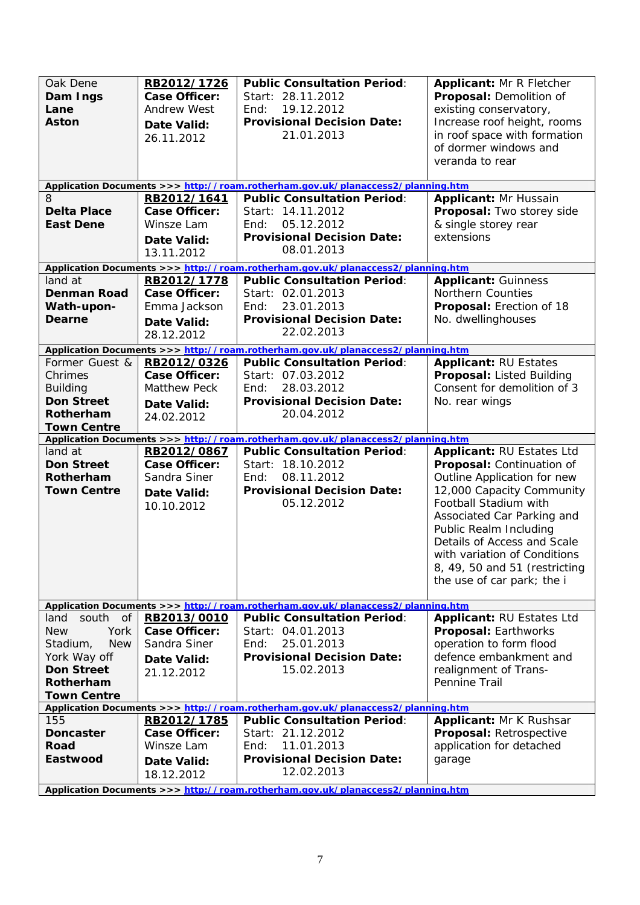| | | | |
|---|---|---|---|
| Oak Dene **Dam Ings Lane Aston** | **RB2012/1726** **Case Officer:** Andrew West **Date Valid:** 26.11.2012 | **Public Consultation Period**: Start: 28.11.2012 End: 19.12.2012 **Provisional Decision Date:** 21.01.2013 | **Applicant:** Mr R Fletcher **Proposal:** Demolition of existing conservatory, Increase roof height, rooms in roof space with formation of dormer windows and veranda to rear |
| **Application Documents >>> http://roam.rotherham.gov.uk/planaccess2/planning.htm** | | | |
| 8 **Delta Place East Dene** | **RB2012/1641** **Case Officer:** Winsze Lam **Date Valid:** 13.11.2012 | **Public Consultation Period**: Start: 14.11.2012 End: 05.12.2012 **Provisional Decision Date:** 08.01.2013 | **Applicant:** Mr Hussain **Proposal:** Two storey side & single storey rear extensions |
| **Application Documents >>> http://roam.rotherham.gov.uk/planaccess2/planning.htm** | | | |
| land at **Denman Road Wath-upon-Dearne** | **RB2012/1778** **Case Officer:** Emma Jackson **Date Valid:** 28.12.2012 | **Public Consultation Period**: Start: 02.01.2013 End: 23.01.2013 **Provisional Decision Date:** 22.02.2013 | **Applicant:** Guinness Northern Counties **Proposal:** Erection of 18 No. dwellinghouses |
| **Application Documents >>> http://roam.rotherham.gov.uk/planaccess2/planning.htm** | | | |
| Former Guest & Chrimes Building **Don Street Rotherham Town Centre** | **RB2012/0326** **Case Officer:** Matthew Peck **Date Valid:** 24.02.2012 | **Public Consultation Period**: Start: 07.03.2012 End: 28.03.2012 **Provisional Decision Date:** 20.04.2012 | **Applicant:** RU Estates **Proposal:** Listed Building Consent for demolition of 3 No. rear wings |
| **Application Documents >>> http://roam.rotherham.gov.uk/planaccess2/planning.htm** | | | |
| land at **Don Street Rotherham Town Centre** | **RB2012/0867** **Case Officer:** Sandra Siner **Date Valid:** 10.10.2012 | **Public Consultation Period**: Start: 18.10.2012 End: 08.11.2012 **Provisional Decision Date:** 05.12.2012 | **Applicant:** RU Estates Ltd **Proposal:** Continuation of Outline Application for new 12,000 Capacity Community Football Stadium with Associated Car Parking and Public Realm Including Details of Access and Scale with variation of Conditions 8, 49, 50 and 51 (restricting the use of car park; the i |
| **Application Documents >>> http://roam.rotherham.gov.uk/planaccess2/planning.htm** | | | |
| land south of New York Stadium, New York Way off **Don Street Rotherham Town Centre** | **RB2013/0010** **Case Officer:** Sandra Siner **Date Valid:** 21.12.2012 | **Public Consultation Period**: Start: 04.01.2013 End: 25.01.2013 **Provisional Decision Date:** 15.02.2013 | **Applicant:** RU Estates Ltd **Proposal:** Earthworks operation to form flood defence embankment and realignment of Trans-Pennine Trail |
| **Application Documents >>> http://roam.rotherham.gov.uk/planaccess2/planning.htm** | | | |
| 155 **Doncaster Road Eastwood** | **RB2012/1785** **Case Officer:** Winsze Lam **Date Valid:** 18.12.2012 | **Public Consultation Period**: Start: 21.12.2012 End: 11.01.2013 **Provisional Decision Date:** 12.02.2013 | **Applicant:** Mr K Rushsar **Proposal:** Retrospective application for detached garage |
| **Application Documents >>> http://roam.rotherham.gov.uk/planaccess2/planning.htm** | | | |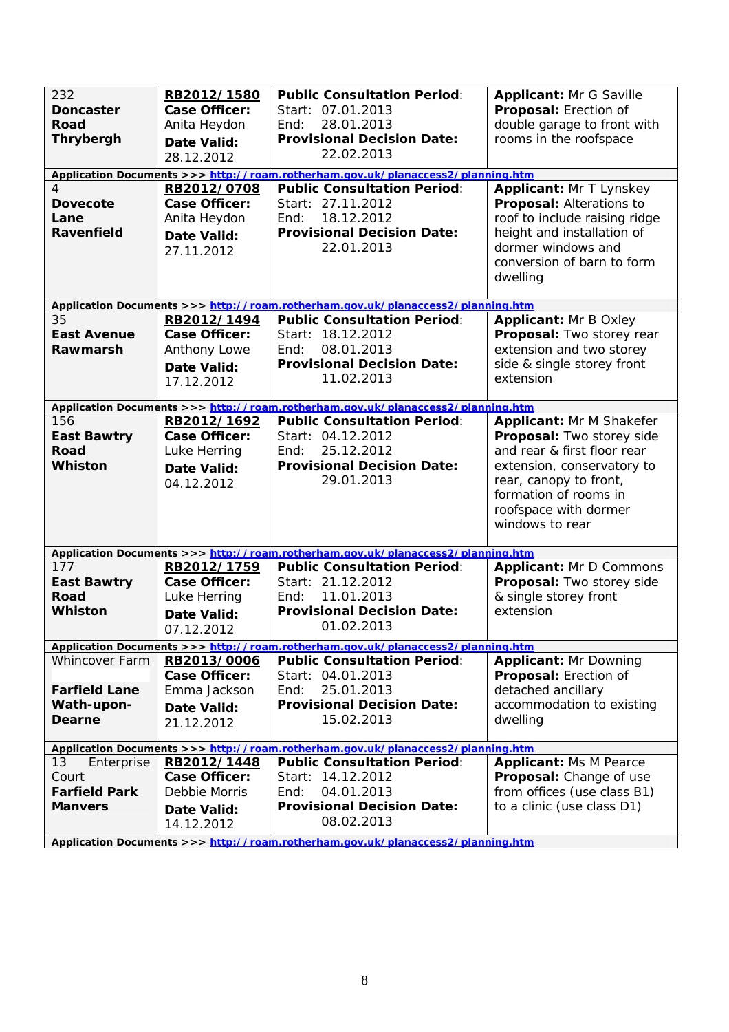| | | | |
|---|---|---|---|
| 232 **Doncaster Road Thrybergh** | **RB2012/1580** **Case Officer:** Anita Heydon **Date Valid:** 28.12.2012 | **Public Consultation Period**: Start: 07.01.2013 End: 28.01.2013 **Provisional Decision Date:** 22.02.2013 | **Applicant:** Mr G Saville **Proposal:** Erection of double garage to front with rooms in the roofspace |
| **Application Documents >>> http://roam.rotherham.gov.uk/planaccess2/planning.htm** | | | |
| 4 **Dovecote Lane Ravenfield** | **RB2012/0708** **Case Officer:** Anita Heydon **Date Valid:** 27.11.2012 | **Public Consultation Period**: Start: 27.11.2012 End: 18.12.2012 **Provisional Decision Date:** 22.01.2013 | **Applicant:** Mr T Lynskey **Proposal:** Alterations to roof to include raising ridge height and installation of dormer windows and conversion of barn to form dwelling |
| **Application Documents >>> http://roam.rotherham.gov.uk/planaccess2/planning.htm** | | | |
| 35 **East Avenue Rawmarsh** | **RB2012/1494** **Case Officer:** Anthony Lowe **Date Valid:** 17.12.2012 | **Public Consultation Period**: Start: 18.12.2012 End: 08.01.2013 **Provisional Decision Date:** 11.02.2013 | **Applicant:** Mr B Oxley **Proposal:** Two storey rear extension and two storey side & single storey front extension |
| **Application Documents >>> http://roam.rotherham.gov.uk/planaccess2/planning.htm** | | | |
| 156 **East Bawtry Road Whiston** | **RB2012/1692** **Case Officer:** Luke Herring **Date Valid:** 04.12.2012 | **Public Consultation Period**: Start: 04.12.2012 End: 25.12.2012 **Provisional Decision Date:** 29.01.2013 | **Applicant:** Mr M Shakefer **Proposal:** Two storey side and rear & first floor rear extension, conservatory to rear, canopy to front, formation of rooms in roofspace with dormer windows to rear |
| **Application Documents >>> http://roam.rotherham.gov.uk/planaccess2/planning.htm** | | | |
| 177 **East Bawtry Road Whiston** | **RB2012/1759** **Case Officer:** Luke Herring **Date Valid:** 07.12.2012 | **Public Consultation Period**: Start: 21.12.2012 End: 11.01.2013 **Provisional Decision Date:** 01.02.2013 | **Applicant:** Mr D Commons **Proposal:** Two storey side & single storey front extension |
| **Application Documents >>> http://roam.rotherham.gov.uk/planaccess2/planning.htm** | | | |
| Whincover Farm **Farfield Lane Wath-upon-Dearne** | **RB2013/0006** **Case Officer:** Emma Jackson **Date Valid:** 21.12.2012 | **Public Consultation Period**: Start: 04.01.2013 End: 25.01.2013 **Provisional Decision Date:** 15.02.2013 | **Applicant:** Mr Downing **Proposal:** Erection of detached ancillary accommodation to existing dwelling |
| **Application Documents >>> http://roam.rotherham.gov.uk/planaccess2/planning.htm** | | | |
| 13 Enterprise Court **Farfield Park Manvers** | **RB2012/1448** **Case Officer:** Debbie Morris **Date Valid:** 14.12.2012 | **Public Consultation Period**: Start: 14.12.2012 End: 04.01.2013 **Provisional Decision Date:** 08.02.2013 | **Applicant:** Ms M Pearce **Proposal:** Change of use from offices (use class B1) to a clinic (use class D1) |
| **Application Documents >>> http://roam.rotherham.gov.uk/planaccess2/planning.htm** | | | |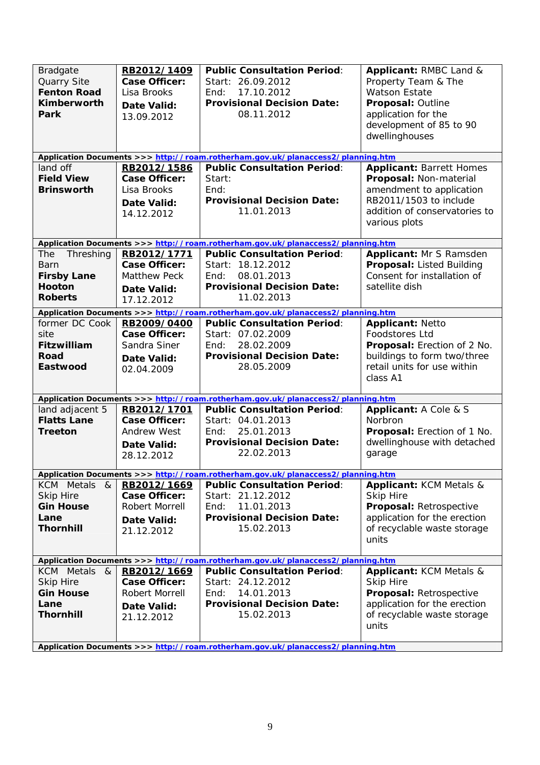| Location | Reference | Consultation | Details |
|---|---|---|---|
| Bradgate Quarry Site **Fenton Road Kimberworth Park** | **RB2012/1409** **Case Officer:** Lisa Brooks **Date Valid:** 13.09.2012 | **Public Consultation Period**: Start: 26.09.2012 End: 17.10.2012 **Provisional Decision Date:** 08.11.2012 | **Applicant:** RMBC Land & Property Team & The Watson Estate **Proposal:** Outline application for the development of 85 to 90 dwellinghouses |
| **Application Documents >>> http://roam.rotherham.gov.uk/planaccess2/planning.htm** | | | |
| land off **Field View Brinsworth** | **RB2012/1586** **Case Officer:** Lisa Brooks **Date Valid:** 14.12.2012 | **Public Consultation Period**: Start: End: **Provisional Decision Date:** 11.01.2013 | **Applicant:** Barrett Homes **Proposal:** Non-material amendment to application RB2011/1503 to include addition of conservatories to various plots |
| **Application Documents >>> http://roam.rotherham.gov.uk/planaccess2/planning.htm** | | | |
| The Threshing Barn **Firsby Lane Hooton Roberts** | **RB2012/1771** **Case Officer:** Matthew Peck **Date Valid:** 17.12.2012 | **Public Consultation Period**: Start: 18.12.2012 End: 08.01.2013 **Provisional Decision Date:** 11.02.2013 | **Applicant:** Mr S Ramsden **Proposal:** Listed Building Consent for installation of satellite dish |
| **Application Documents >>> http://roam.rotherham.gov.uk/planaccess2/planning.htm** | | | |
| former DC Cook site **Fitzwilliam Road Eastwood** | **RB2009/0400** **Case Officer:** Sandra Siner **Date Valid:** 02.04.2009 | **Public Consultation Period**: Start: 07.02.2009 End: 28.02.2009 **Provisional Decision Date:** 28.05.2009 | **Applicant:** Netto Foodstores Ltd **Proposal:** Erection of 2 No. buildings to form two/three retail units for use within class A1 |
| **Application Documents >>> http://roam.rotherham.gov.uk/planaccess2/planning.htm** | | | |
| land adjacent 5 **Flatts Lane Treeton** | **RB2012/1701** **Case Officer:** Andrew West **Date Valid:** 28.12.2012 | **Public Consultation Period**: Start: 04.01.2013 End: 25.01.2013 **Provisional Decision Date:** 22.02.2013 | **Applicant:** A Cole & S Norbron **Proposal:** Erection of 1 No. dwellinghouse with detached garage |
| **Application Documents >>> http://roam.rotherham.gov.uk/planaccess2/planning.htm** | | | |
| KCM Metals & Skip Hire **Gin House Lane Thornhill** | **RB2012/1669** **Case Officer:** Robert Morrell **Date Valid:** 21.12.2012 | **Public Consultation Period**: Start: 21.12.2012 End: 11.01.2013 **Provisional Decision Date:** 15.02.2013 | **Applicant:** KCM Metals & Skip Hire **Proposal:** Retrospective application for the erection of recyclable waste storage units |
| **Application Documents >>> http://roam.rotherham.gov.uk/planaccess2/planning.htm** | | | |
| KCM Metals & Skip Hire **Gin House Lane Thornhill** | **RB2012/1669** **Case Officer:** Robert Morrell **Date Valid:** 21.12.2012 | **Public Consultation Period**: Start: 24.12.2012 End: 14.01.2013 **Provisional Decision Date:** 15.02.2013 | **Applicant:** KCM Metals & Skip Hire **Proposal:** Retrospective application for the erection of recyclable waste storage units |
| **Application Documents >>> http://roam.rotherham.gov.uk/planaccess2/planning.htm** | | | |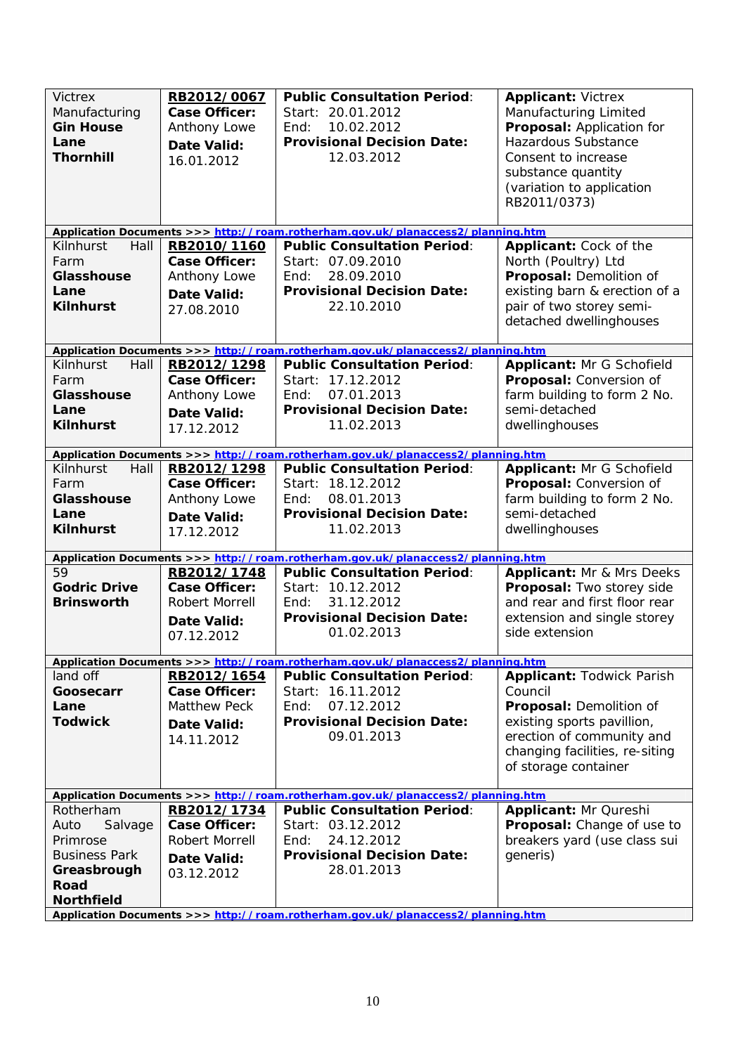| | | | |
|---|---|---|---|
| Victrex Manufacturing **Gin House Lane Thornhill** | **RB2012/0067** **Case Officer:** Anthony Lowe **Date Valid:** 16.01.2012 | **Public Consultation Period**: Start: 20.01.2012 End: 10.02.2012 **Provisional Decision Date:** 12.03.2012 | **Applicant:** Victrex Manufacturing Limited **Proposal:** Application for Hazardous Substance Consent to increase substance quantity (variation to application RB2011/0373) |
| **Application Documents >>> http://roam.rotherham.gov.uk/planaccess2/planning.htm** | | | |
| Kilnhurst Hall Farm **Glasshouse Lane Kilnhurst** | **RB2010/1160** **Case Officer:** Anthony Lowe **Date Valid:** 27.08.2010 | **Public Consultation Period**: Start: 07.09.2010 End: 28.09.2010 **Provisional Decision Date:** 22.10.2010 | **Applicant:** Cock of the North (Poultry) Ltd **Proposal:** Demolition of existing barn & erection of a pair of two storey semi-detached dwellinghouses |
| **Application Documents >>> http://roam.rotherham.gov.uk/planaccess2/planning.htm** | | | |
| Kilnhurst Hall Farm **Glasshouse Lane Kilnhurst** | **RB2012/1298** **Case Officer:** Anthony Lowe **Date Valid:** 17.12.2012 | **Public Consultation Period**: Start: 17.12.2012 End: 07.01.2013 **Provisional Decision Date:** 11.02.2013 | **Applicant:** Mr G Schofield **Proposal:** Conversion of farm building to form 2 No. semi-detached dwellinghouses |
| **Application Documents >>> http://roam.rotherham.gov.uk/planaccess2/planning.htm** | | | |
| Kilnhurst Hall Farm **Glasshouse Lane Kilnhurst** | **RB2012/1298** **Case Officer:** Anthony Lowe **Date Valid:** 17.12.2012 | **Public Consultation Period**: Start: 18.12.2012 End: 08.01.2013 **Provisional Decision Date:** 11.02.2013 | **Applicant:** Mr G Schofield **Proposal:** Conversion of farm building to form 2 No. semi-detached dwellinghouses |
| **Application Documents >>> http://roam.rotherham.gov.uk/planaccess2/planning.htm** | | | |
| 59 **Godric Drive Brinsworth** | **RB2012/1748** **Case Officer:** Robert Morrell **Date Valid:** 07.12.2012 | **Public Consultation Period**: Start: 10.12.2012 End: 31.12.2012 **Provisional Decision Date:** 01.02.2013 | **Applicant:** Mr & Mrs Deeks **Proposal:** Two storey side and rear and first floor rear extension and single storey side extension |
| **Application Documents >>> http://roam.rotherham.gov.uk/planaccess2/planning.htm** | | | |
| land off **Goosecarr Lane Todwick** | **RB2012/1654** **Case Officer:** Matthew Peck **Date Valid:** 14.11.2012 | **Public Consultation Period**: Start: 16.11.2012 End: 07.12.2012 **Provisional Decision Date:** 09.01.2013 | **Applicant:** Todwick Parish Council **Proposal:** Demolition of existing sports pavillion, erection of community and changing facilities, re-siting of storage container |
| **Application Documents >>> http://roam.rotherham.gov.uk/planaccess2/planning.htm** | | | |
| Rotherham Auto Salvage Primrose Business Park **Greasbrough Road Northfield** | **RB2012/1734** **Case Officer:** Robert Morrell **Date Valid:** 03.12.2012 | **Public Consultation Period**: Start: 03.12.2012 End: 24.12.2012 **Provisional Decision Date:** 28.01.2013 | **Applicant:** Mr Qureshi **Proposal:** Change of use to breakers yard (use class sui generis) |
| **Application Documents >>> http://roam.rotherham.gov.uk/planaccess2/planning.htm** | | | |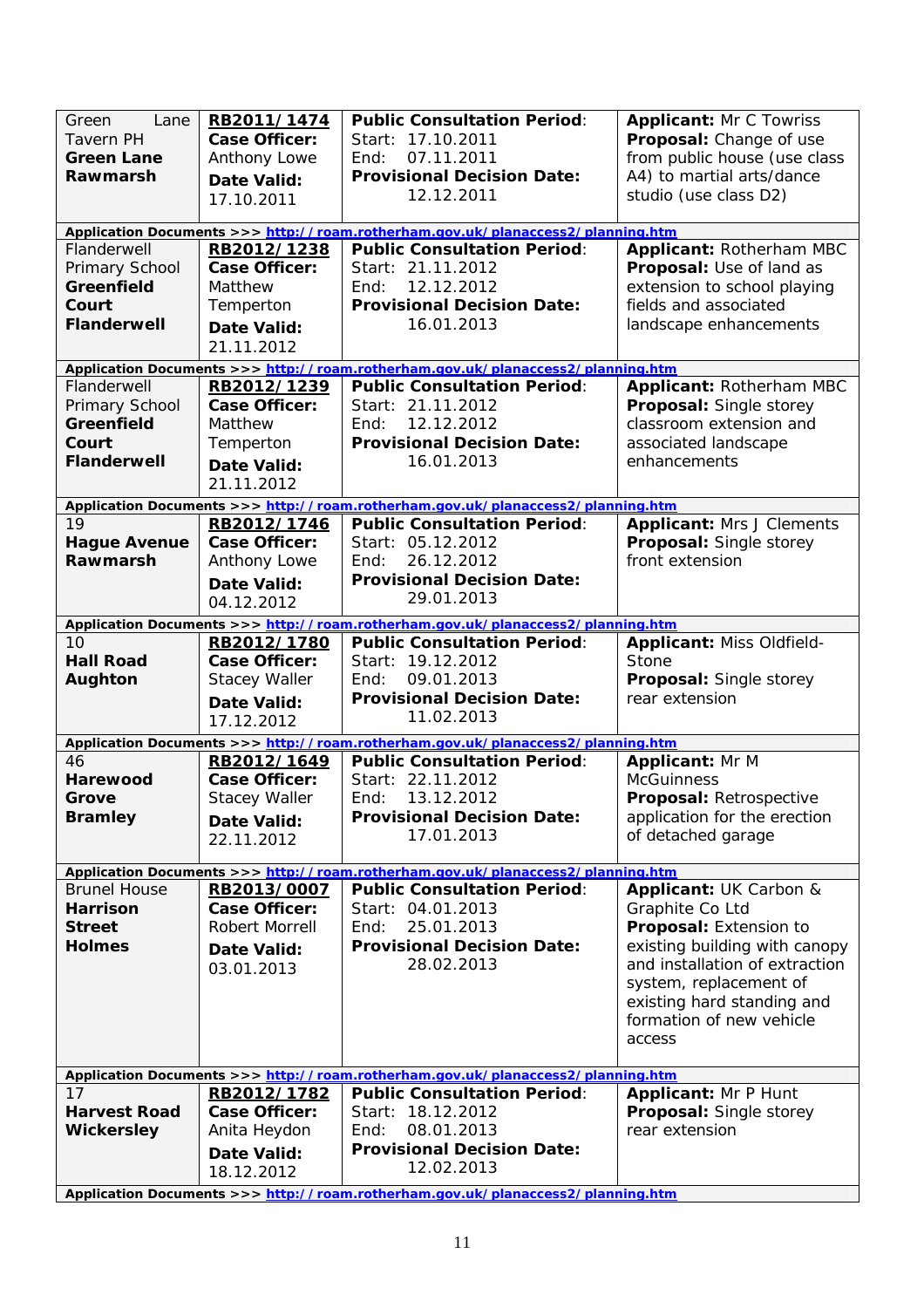| Location | Reference | Consultation | Details |
|---|---|---|---|
| Green Lane Tavern PH **Green Lane Rawmarsh** | **RB2011/1474** **Case Officer:** Anthony Lowe **Date Valid:** 17.10.2011 | **Public Consultation Period**: Start: 17.10.2011 End: 07.11.2011 **Provisional Decision Date:** 12.12.2011 | **Applicant:** Mr C Towriss **Proposal:** Change of use from public house (use class A4) to martial arts/dance studio (use class D2) |
| **Application Documents >>> http://roam.rotherham.gov.uk/planaccess2/planning.htm** | | | |
| Flanderwell Primary School **Greenfield Court Flanderwell** | **RB2012/1238** **Case Officer:** Matthew Temperton **Date Valid:** 21.11.2012 | **Public Consultation Period**: Start: 21.11.2012 End: 12.12.2012 **Provisional Decision Date:** 16.01.2013 | **Applicant:** Rotherham MBC **Proposal:** Use of land as extension to school playing fields and associated landscape enhancements |
| **Application Documents >>> http://roam.rotherham.gov.uk/planaccess2/planning.htm** | | | |
| Flanderwell Primary School **Greenfield Court Flanderwell** | **RB2012/1239** **Case Officer:** Matthew Temperton **Date Valid:** 21.11.2012 | **Public Consultation Period**: Start: 21.11.2012 End: 12.12.2012 **Provisional Decision Date:** 16.01.2013 | **Applicant:** Rotherham MBC **Proposal:** Single storey classroom extension and associated landscape enhancements |
| **Application Documents >>> http://roam.rotherham.gov.uk/planaccess2/planning.htm** | | | |
| 19 **Hague Avenue Rawmarsh** | **RB2012/1746** **Case Officer:** Anthony Lowe **Date Valid:** 04.12.2012 | **Public Consultation Period**: Start: 05.12.2012 End: 26.12.2012 **Provisional Decision Date:** 29.01.2013 | **Applicant:** Mrs J Clements **Proposal:** Single storey front extension |
| **Application Documents >>> http://roam.rotherham.gov.uk/planaccess2/planning.htm** | | | |
| 10 **Hall Road Aughton** | **RB2012/1780** **Case Officer:** Stacey Waller **Date Valid:** 17.12.2012 | **Public Consultation Period**: Start: 19.12.2012 End: 09.01.2013 **Provisional Decision Date:** 11.02.2013 | **Applicant:** Miss Oldfield-Stone **Proposal:** Single storey rear extension |
| **Application Documents >>> http://roam.rotherham.gov.uk/planaccess2/planning.htm** | | | |
| 46 **Harewood Grove Bramley** | **RB2012/1649** **Case Officer:** Stacey Waller **Date Valid:** 22.11.2012 | **Public Consultation Period**: Start: 22.11.2012 End: 13.12.2012 **Provisional Decision Date:** 17.01.2013 | **Applicant:** Mr M McGuinness **Proposal:** Retrospective application for the erection of detached garage |
| **Application Documents >>> http://roam.rotherham.gov.uk/planaccess2/planning.htm** | | | |
| Brunel House **Harrison Street Holmes** | **RB2013/0007** **Case Officer:** Robert Morrell **Date Valid:** 03.01.2013 | **Public Consultation Period**: Start: 04.01.2013 End: 25.01.2013 **Provisional Decision Date:** 28.02.2013 | **Applicant:** UK Carbon & Graphite Co Ltd **Proposal:** Extension to existing building with canopy and installation of extraction system, replacement of existing hard standing and formation of new vehicle access |
| **Application Documents >>> http://roam.rotherham.gov.uk/planaccess2/planning.htm** | | | |
| 17 **Harvest Road Wickersley** | **RB2012/1782** **Case Officer:** Anita Heydon **Date Valid:** 18.12.2012 | **Public Consultation Period**: Start: 18.12.2012 End: 08.01.2013 **Provisional Decision Date:** 12.02.2013 | **Applicant:** Mr P Hunt **Proposal:** Single storey rear extension |
| **Application Documents >>> http://roam.rotherham.gov.uk/planaccess2/planning.htm** | | | |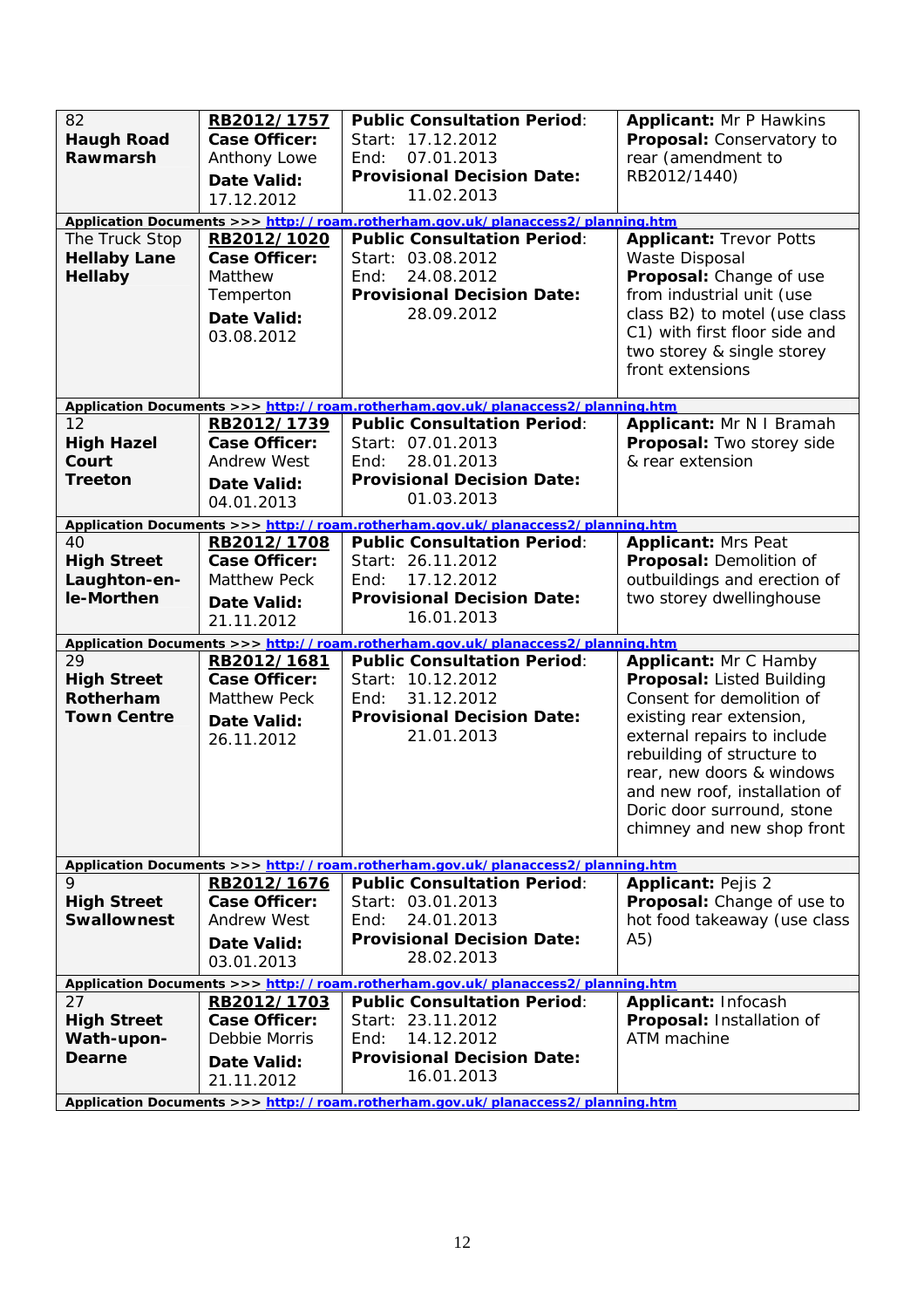| | | | |
|---|---|---|---|
| 82<br>**Haugh Road**<br>**Rawmarsh** | **RB2012/1757**<br>**Case Officer:**<br>Anthony Lowe<br>**Date Valid:**<br>17.12.2012 | **Public Consultation Period**:<br>Start: 17.12.2012<br>End: 07.01.2013<br>**Provisional Decision Date:**<br>11.02.2013 | **Applicant:** Mr P Hawkins<br>**Proposal:** Conservatory to rear (amendment to RB2012/1440) |
| **Application Documents >>> http://roam.rotherham.gov.uk/planaccess2/planning.htm** | | | |
| The Truck Stop<br>**Hellaby Lane**<br>**Hellaby** | **RB2012/1020**<br>**Case Officer:**<br>Matthew Temperton<br>**Date Valid:**<br>03.08.2012 | **Public Consultation Period**:<br>Start: 03.08.2012<br>End: 24.08.2012<br>**Provisional Decision Date:**<br>28.09.2012 | **Applicant:** Trevor Potts Waste Disposal<br>**Proposal:** Change of use from industrial unit (use class B2) to motel (use class C1) with first floor side and two storey & single storey front extensions |
| **Application Documents >>> http://roam.rotherham.gov.uk/planaccess2/planning.htm** | | | |
| 12<br>**High Hazel Court**<br>**Treeton** | **RB2012/1739**<br>**Case Officer:**<br>Andrew West<br>**Date Valid:**<br>04.01.2013 | **Public Consultation Period**:<br>Start: 07.01.2013<br>End: 28.01.2013<br>**Provisional Decision Date:**<br>01.03.2013 | **Applicant:** Mr N I Bramah<br>**Proposal:** Two storey side & rear extension |
| **Application Documents >>> http://roam.rotherham.gov.uk/planaccess2/planning.htm** | | | |
| 40<br>**High Street**<br>**Laughton-en-le-Morthen** | **RB2012/1708**<br>**Case Officer:**<br>Matthew Peck<br>**Date Valid:**<br>21.11.2012 | **Public Consultation Period**:<br>Start: 26.11.2012<br>End: 17.12.2012<br>**Provisional Decision Date:**<br>16.01.2013 | **Applicant:** Mrs Peat<br>**Proposal:** Demolition of outbuildings and erection of two storey dwellinghouse |
| **Application Documents >>> http://roam.rotherham.gov.uk/planaccess2/planning.htm** | | | |
| 29<br>**High Street**<br>**Rotherham Town Centre** | **RB2012/1681**<br>**Case Officer:**<br>Matthew Peck<br>**Date Valid:**<br>26.11.2012 | **Public Consultation Period**:<br>Start: 10.12.2012<br>End: 31.12.2012<br>**Provisional Decision Date:**<br>21.01.2013 | **Applicant:** Mr C Hamby<br>**Proposal:** Listed Building Consent for demolition of existing rear extension, external repairs to include rebuilding of structure to rear, new doors & windows and new roof, installation of Doric door surround, stone chimney and new shop front |
| **Application Documents >>> http://roam.rotherham.gov.uk/planaccess2/planning.htm** | | | |
| 9<br>**High Street**<br>**Swallownest** | **RB2012/1676**<br>**Case Officer:**<br>Andrew West<br>**Date Valid:**<br>03.01.2013 | **Public Consultation Period**:<br>Start: 03.01.2013<br>End: 24.01.2013<br>**Provisional Decision Date:**<br>28.02.2013 | **Applicant:** Pejis 2<br>**Proposal:** Change of use to hot food takeaway (use class A5) |
| **Application Documents >>> http://roam.rotherham.gov.uk/planaccess2/planning.htm** | | | |
| 27<br>**High Street**<br>**Wath-upon-Dearne** | **RB2012/1703**<br>**Case Officer:**<br>Debbie Morris<br>**Date Valid:**<br>21.11.2012 | **Public Consultation Period**:<br>Start: 23.11.2012<br>End: 14.12.2012<br>**Provisional Decision Date:**<br>16.01.2013 | **Applicant:** Infocash<br>**Proposal:** Installation of ATM machine |
| **Application Documents >>> http://roam.rotherham.gov.uk/planaccess2/planning.htm** | | | |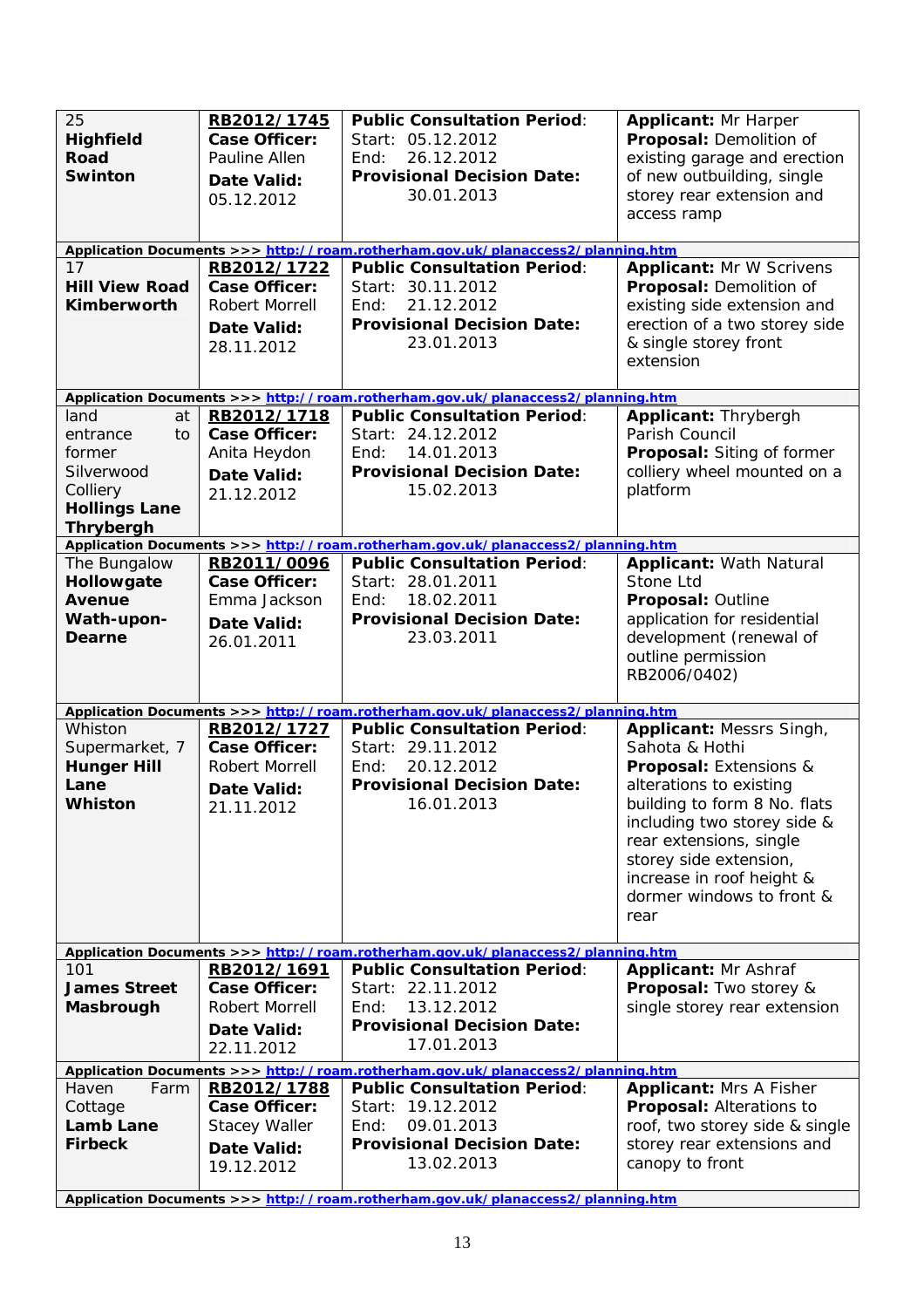| | | | |
|---|---|---|---|
| 25<br>**Highfield Road**<br>**Swinton** | **RB2012/1745**<br>**Case Officer:**<br>Pauline Allen<br>**Date Valid:**<br>05.12.2012 | **Public Consultation Period**:<br>Start: 05.12.2012<br>End: 26.12.2012<br>**Provisional Decision Date:**<br>30.01.2013 | **Applicant:** Mr Harper<br>**Proposal:** Demolition of existing garage and erection of new outbuilding, single storey rear extension and access ramp |
| **Application Documents >>> http://roam.rotherham.gov.uk/planaccess2/planning.htm** | | | |
| 17<br>**Hill View Road**<br>**Kimberworth** | **RB2012/1722**<br>**Case Officer:**<br>Robert Morrell<br>**Date Valid:**<br>28.11.2012 | **Public Consultation Period**:<br>Start: 30.11.2012<br>End: 21.12.2012<br>**Provisional Decision Date:**<br>23.01.2013 | **Applicant:** Mr W Scrivens<br>**Proposal:** Demolition of existing side extension and erection of a two storey side & single storey front extension |
| **Application Documents >>> http://roam.rotherham.gov.uk/planaccess2/planning.htm** | | | |
| land at entrance to former Silverwood Colliery<br>**Hollings Lane**<br>**Thrybergh** | **RB2012/1718**<br>**Case Officer:**<br>Anita Heydon<br>**Date Valid:**<br>21.12.2012 | **Public Consultation Period**:<br>Start: 24.12.2012<br>End: 14.01.2013<br>**Provisional Decision Date:**<br>15.02.2013 | **Applicant:** Thrybergh Parish Council<br>**Proposal:** Siting of former colliery wheel mounted on a platform |
| **Application Documents >>> http://roam.rotherham.gov.uk/planaccess2/planning.htm** | | | |
| The Bungalow<br>**Hollowgate Avenue**<br>**Wath-upon-Dearne** | **RB2011/0096**<br>**Case Officer:**<br>Emma Jackson<br>**Date Valid:**<br>26.01.2011 | **Public Consultation Period**:<br>Start: 28.01.2011<br>End: 18.02.2011<br>**Provisional Decision Date:**<br>23.03.2011 | **Applicant:** Wath Natural Stone Ltd<br>**Proposal:** Outline application for residential development (renewal of outline permission RB2006/0402) |
| **Application Documents >>> http://roam.rotherham.gov.uk/planaccess2/planning.htm** | | | |
| Whiston Supermarket, 7<br>**Hunger Hill Lane**<br>**Whiston** | **RB2012/1727**<br>**Case Officer:**<br>Robert Morrell<br>**Date Valid:**<br>21.11.2012 | **Public Consultation Period**:<br>Start: 29.11.2012<br>End: 20.12.2012<br>**Provisional Decision Date:**<br>16.01.2013 | **Applicant:** Messrs Singh, Sahota & Hothi<br>**Proposal:** Extensions & alterations to existing building to form 8 No. flats including two storey side & rear extensions, single storey side extension, increase in roof height & dormer windows to front & rear |
| **Application Documents >>> http://roam.rotherham.gov.uk/planaccess2/planning.htm** | | | |
| 101<br>**James Street**<br>**Masbrough** | **RB2012/1691**<br>**Case Officer:**<br>Robert Morrell<br>**Date Valid:**<br>22.11.2012 | **Public Consultation Period**:<br>Start: 22.11.2012<br>End: 13.12.2012<br>**Provisional Decision Date:**<br>17.01.2013 | **Applicant:** Mr Ashraf<br>**Proposal:** Two storey & single storey rear extension |
| **Application Documents >>> http://roam.rotherham.gov.uk/planaccess2/planning.htm** | | | |
| Haven Farm Cottage<br>**Lamb Lane**<br>**Firbeck** | **RB2012/1788**<br>**Case Officer:**<br>Stacey Waller<br>**Date Valid:**<br>19.12.2012 | **Public Consultation Period**:<br>Start: 19.12.2012<br>End: 09.01.2013<br>**Provisional Decision Date:**<br>13.02.2013 | **Applicant:** Mrs A Fisher<br>**Proposal:** Alterations to roof, two storey side & single storey rear extensions and canopy to front |
| **Application Documents >>> http://roam.rotherham.gov.uk/planaccess2/planning.htm** | | | |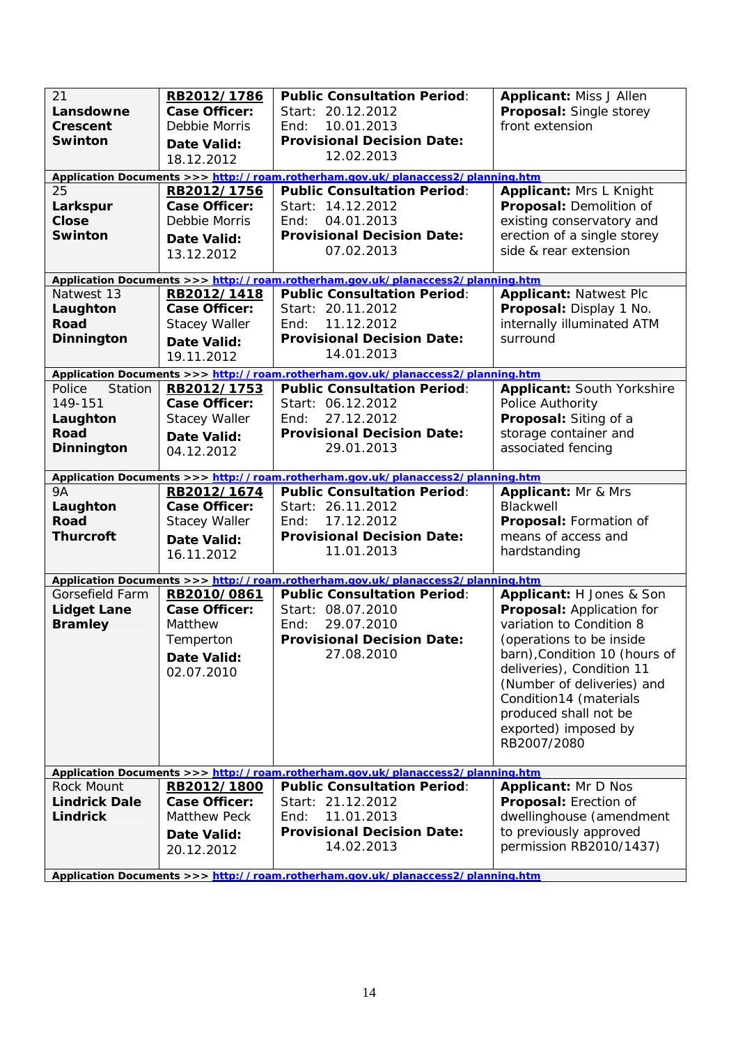| | | | |
|---|---|---|---|
| 21 **Lansdowne Crescent Swinton** | **RB2012/1786** **Case Officer:** Debbie Morris **Date Valid:** 18.12.2012 | **Public Consultation Period**: Start: 20.12.2012 End: 10.01.2013 **Provisional Decision Date:** 12.02.2013 | **Applicant:** Miss J Allen **Proposal:** Single storey front extension |
| **Application Documents >>> http://roam.rotherham.gov.uk/planaccess2/planning.htm** | | | |
| 25 **Larkspur Close Swinton** | **RB2012/1756** **Case Officer:** Debbie Morris **Date Valid:** 13.12.2012 | **Public Consultation Period**: Start: 14.12.2012 End: 04.01.2013 **Provisional Decision Date:** 07.02.2013 | **Applicant:** Mrs L Knight **Proposal:** Demolition of existing conservatory and erection of a single storey side & rear extension |
| **Application Documents >>> http://roam.rotherham.gov.uk/planaccess2/planning.htm** | | | |
| Natwest 13 **Laughton Road Dinnington** | **RB2012/1418** **Case Officer:** Stacey Waller **Date Valid:** 19.11.2012 | **Public Consultation Period**: Start: 20.11.2012 End: 11.12.2012 **Provisional Decision Date:** 14.01.2013 | **Applicant:** Natwest Plc **Proposal:** Display 1 No. internally illuminated ATM surround |
| **Application Documents >>> http://roam.rotherham.gov.uk/planaccess2/planning.htm** | | | |
| Police Station 149-151 **Laughton Road Dinnington** | **RB2012/1753** **Case Officer:** Stacey Waller **Date Valid:** 04.12.2012 | **Public Consultation Period**: Start: 06.12.2012 End: 27.12.2012 **Provisional Decision Date:** 29.01.2013 | **Applicant:** South Yorkshire Police Authority **Proposal:** Siting of a storage container and associated fencing |
| **Application Documents >>> http://roam.rotherham.gov.uk/planaccess2/planning.htm** | | | |
| 9A **Laughton Road Thurcroft** | **RB2012/1674** **Case Officer:** Stacey Waller **Date Valid:** 16.11.2012 | **Public Consultation Period**: Start: 26.11.2012 End: 17.12.2012 **Provisional Decision Date:** 11.01.2013 | **Applicant:** Mr & Mrs Blackwell **Proposal:** Formation of means of access and hardstanding |
| **Application Documents >>> http://roam.rotherham.gov.uk/planaccess2/planning.htm** | | | |
| Gorsefield Farm **Lidget Lane Bramley** | **RB2010/0861** **Case Officer:** Matthew Temperton **Date Valid:** 02.07.2010 | **Public Consultation Period**: Start: 08.07.2010 End: 29.07.2010 **Provisional Decision Date:** 27.08.2010 | **Applicant:** H Jones & Son **Proposal:** Application for variation to Condition 8 (operations to be inside barn),Condition 10 (hours of deliveries), Condition 11 (Number of deliveries) and Condition14 (materials produced shall not be exported) imposed by RB2007/2080 |
| **Application Documents >>> http://roam.rotherham.gov.uk/planaccess2/planning.htm** | | | |
| Rock Mount **Lindrick Dale Lindrick** | **RB2012/1800** **Case Officer:** Matthew Peck **Date Valid:** 20.12.2012 | **Public Consultation Period**: Start: 21.12.2012 End: 11.01.2013 **Provisional Decision Date:** 14.02.2013 | **Applicant:** Mr D Nos **Proposal:** Erection of dwellinghouse (amendment to previously approved permission RB2010/1437) |
| **Application Documents >>> http://roam.rotherham.gov.uk/planaccess2/planning.htm** | | | |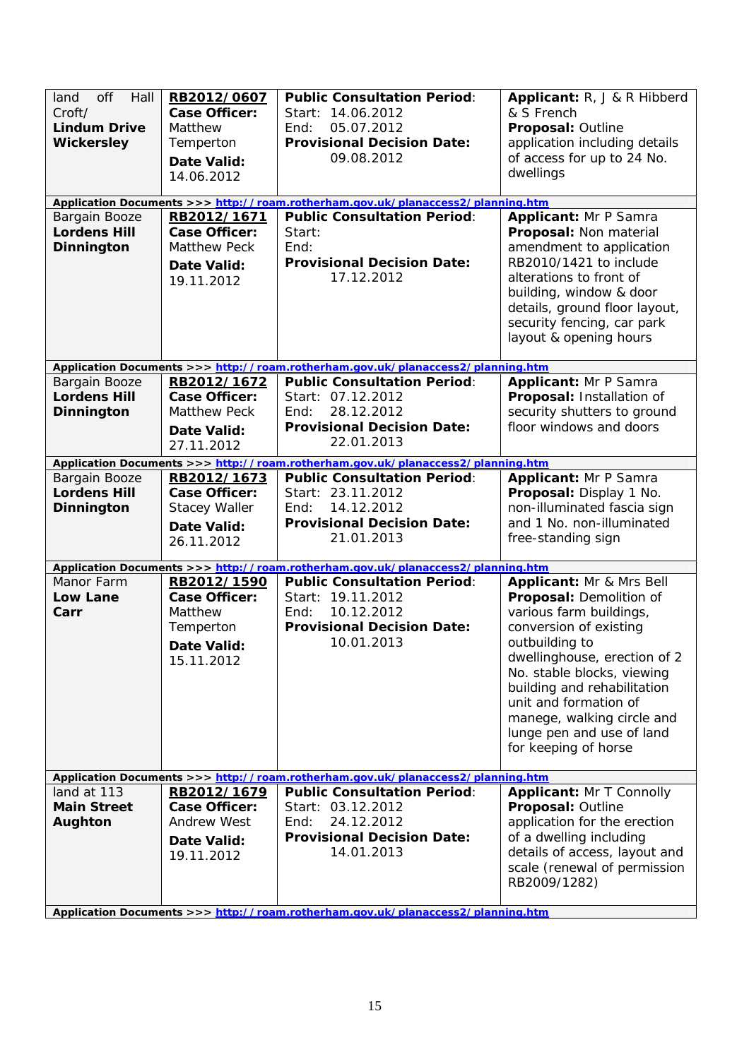| | | | |
|---|---|---|---|
| land off Hall Croft/ **Lindum Drive Wickersley** | **RB2012/0607** **Case Officer:** Matthew Temperton **Date Valid:** 14.06.2012 | **Public Consultation Period**: Start: 14.06.2012 End: 05.07.2012 **Provisional Decision Date:** 09.08.2012 | **Applicant:** R, J & R Hibberd & S French **Proposal:** Outline application including details of access for up to 24 No. dwellings |
| **Application Documents >>> http://roam.rotherham.gov.uk/planaccess2/planning.htm** | | | |
| Bargain Booze **Lordens Hill Dinnington** | **RB2012/1671** **Case Officer:** Matthew Peck **Date Valid:** 19.11.2012 | **Public Consultation Period**: Start: End: **Provisional Decision Date:** 17.12.2012 | **Applicant:** Mr P Samra **Proposal:** Non material amendment to application RB2010/1421 to include alterations to front of building, window & door details, ground floor layout, security fencing, car park layout & opening hours |
| **Application Documents >>> http://roam.rotherham.gov.uk/planaccess2/planning.htm** | | | |
| Bargain Booze **Lordens Hill Dinnington** | **RB2012/1672** **Case Officer:** Matthew Peck **Date Valid:** 27.11.2012 | **Public Consultation Period**: Start: 07.12.2012 End: 28.12.2012 **Provisional Decision Date:** 22.01.2013 | **Applicant:** Mr P Samra **Proposal:** Installation of security shutters to ground floor windows and doors |
| **Application Documents >>> http://roam.rotherham.gov.uk/planaccess2/planning.htm** | | | |
| Bargain Booze **Lordens Hill Dinnington** | **RB2012/1673** **Case Officer:** Stacey Waller **Date Valid:** 26.11.2012 | **Public Consultation Period**: Start: 23.11.2012 End: 14.12.2012 **Provisional Decision Date:** 21.01.2013 | **Applicant:** Mr P Samra **Proposal:** Display 1 No. non-illuminated fascia sign and 1 No. non-illuminated free-standing sign |
| **Application Documents >>> http://roam.rotherham.gov.uk/planaccess2/planning.htm** | | | |
| Manor Farm **Low Lane Carr** | **RB2012/1590** **Case Officer:** Matthew Temperton **Date Valid:** 15.11.2012 | **Public Consultation Period**: Start: 19.11.2012 End: 10.12.2012 **Provisional Decision Date:** 10.01.2013 | **Applicant:** Mr & Mrs Bell **Proposal:** Demolition of various farm buildings, conversion of existing outbuilding to dwellinghouse, erection of 2 No. stable blocks, viewing building and rehabilitation unit and formation of manege, walking circle and lunge pen and use of land for keeping of horse |
| **Application Documents >>> http://roam.rotherham.gov.uk/planaccess2/planning.htm** | | | |
| land at 113 **Main Street Aughton** | **RB2012/1679** **Case Officer:** Andrew West **Date Valid:** 19.11.2012 | **Public Consultation Period**: Start: 03.12.2012 End: 24.12.2012 **Provisional Decision Date:** 14.01.2013 | **Applicant:** Mr T Connolly **Proposal:** Outline application for the erection of a dwelling including details of access, layout and scale (renewal of permission RB2009/1282) |
| **Application Documents >>> http://roam.rotherham.gov.uk/planaccess2/planning.htm** | | | |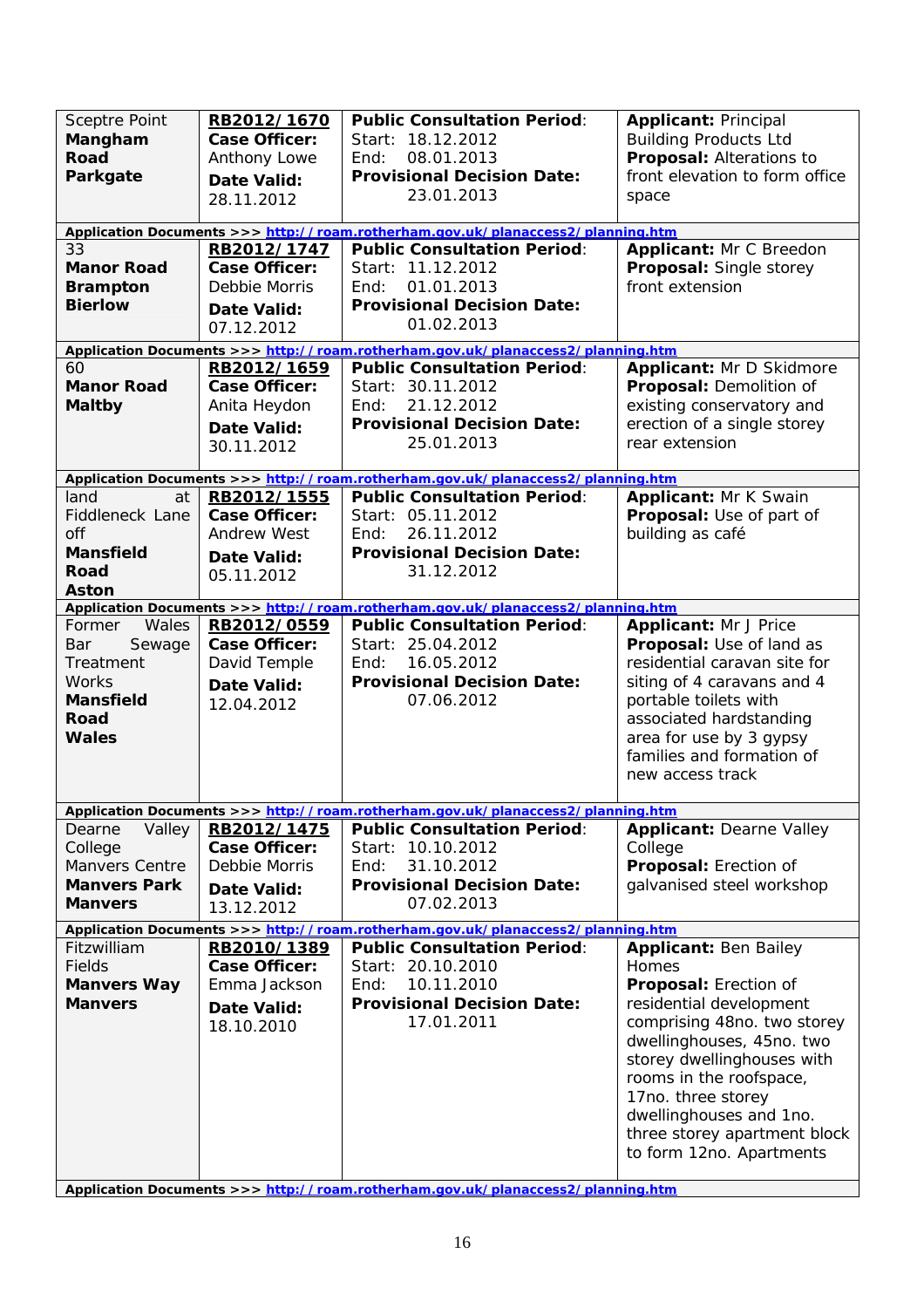| Location | Reference | Consultation | Details |
|---|---|---|---|
| Sceptre Point **Mangham Road Parkgate** | **RB2012/1670** **Case Officer:** Anthony Lowe **Date Valid:** 28.11.2012 | **Public Consultation Period**: Start: 18.12.2012 End: 08.01.2013 **Provisional Decision Date:** 23.01.2013 | **Applicant:** Principal Building Products Ltd **Proposal:** Alterations to front elevation to form office space |
| **Application Documents >>> http://roam.rotherham.gov.uk/planaccess2/planning.htm** | | | |
| 33 **Manor Road Brampton Bierlow** | **RB2012/1747** **Case Officer:** Debbie Morris **Date Valid:** 07.12.2012 | **Public Consultation Period**: Start: 11.12.2012 End: 01.01.2013 **Provisional Decision Date:** 01.02.2013 | **Applicant:** Mr C Breedon **Proposal:** Single storey front extension |
| **Application Documents >>> http://roam.rotherham.gov.uk/planaccess2/planning.htm** | | | |
| 60 **Manor Road Maltby** | **RB2012/1659** **Case Officer:** Anita Heydon **Date Valid:** 30.11.2012 | **Public Consultation Period**: Start: 30.11.2012 End: 21.12.2012 **Provisional Decision Date:** 25.01.2013 | **Applicant:** Mr D Skidmore **Proposal:** Demolition of existing conservatory and erection of a single storey rear extension |
| **Application Documents >>> http://roam.rotherham.gov.uk/planaccess2/planning.htm** | | | |
| land at Fiddleneck Lane off **Mansfield Road Aston** | **RB2012/1555** **Case Officer:** Andrew West **Date Valid:** 05.11.2012 | **Public Consultation Period**: Start: 05.11.2012 End: 26.11.2012 **Provisional Decision Date:** 31.12.2012 | **Applicant:** Mr K Swain **Proposal:** Use of part of building as café |
| **Application Documents >>> http://roam.rotherham.gov.uk/planaccess2/planning.htm** | | | |
| Former Wales Bar Sewage Treatment Works **Mansfield Road Wales** | **RB2012/0559** **Case Officer:** David Temple **Date Valid:** 12.04.2012 | **Public Consultation Period**: Start: 25.04.2012 End: 16.05.2012 **Provisional Decision Date:** 07.06.2012 | **Applicant:** Mr J Price **Proposal:** Use of land as residential caravan site for siting of 4 caravans and 4 portable toilets with associated hardstanding area for use by 3 gypsy families and formation of new access track |
| **Application Documents >>> http://roam.rotherham.gov.uk/planaccess2/planning.htm** | | | |
| Dearne Valley College Manvers Centre **Manvers Park Manvers** | **RB2012/1475** **Case Officer:** Debbie Morris **Date Valid:** 13.12.2012 | **Public Consultation Period**: Start: 10.10.2012 End: 31.10.2012 **Provisional Decision Date:** 07.02.2013 | **Applicant:** Dearne Valley College **Proposal:** Erection of galvanised steel workshop |
| **Application Documents >>> http://roam.rotherham.gov.uk/planaccess2/planning.htm** | | | |
| Fitzwilliam Fields **Manvers Way Manvers** | **RB2010/1389** **Case Officer:** Emma Jackson **Date Valid:** 18.10.2010 | **Public Consultation Period**: Start: 20.10.2010 End: 10.11.2010 **Provisional Decision Date:** 17.01.2011 | **Applicant:** Ben Bailey Homes **Proposal:** Erection of residential development comprising 48no. two storey dwellinghouses, 45no. two storey dwellinghouses with rooms in the roofspace, 17no. three storey dwellinghouses and 1no. three storey apartment block to form 12no. Apartments |
| **Application Documents >>> http://roam.rotherham.gov.uk/planaccess2/planning.htm** | | | |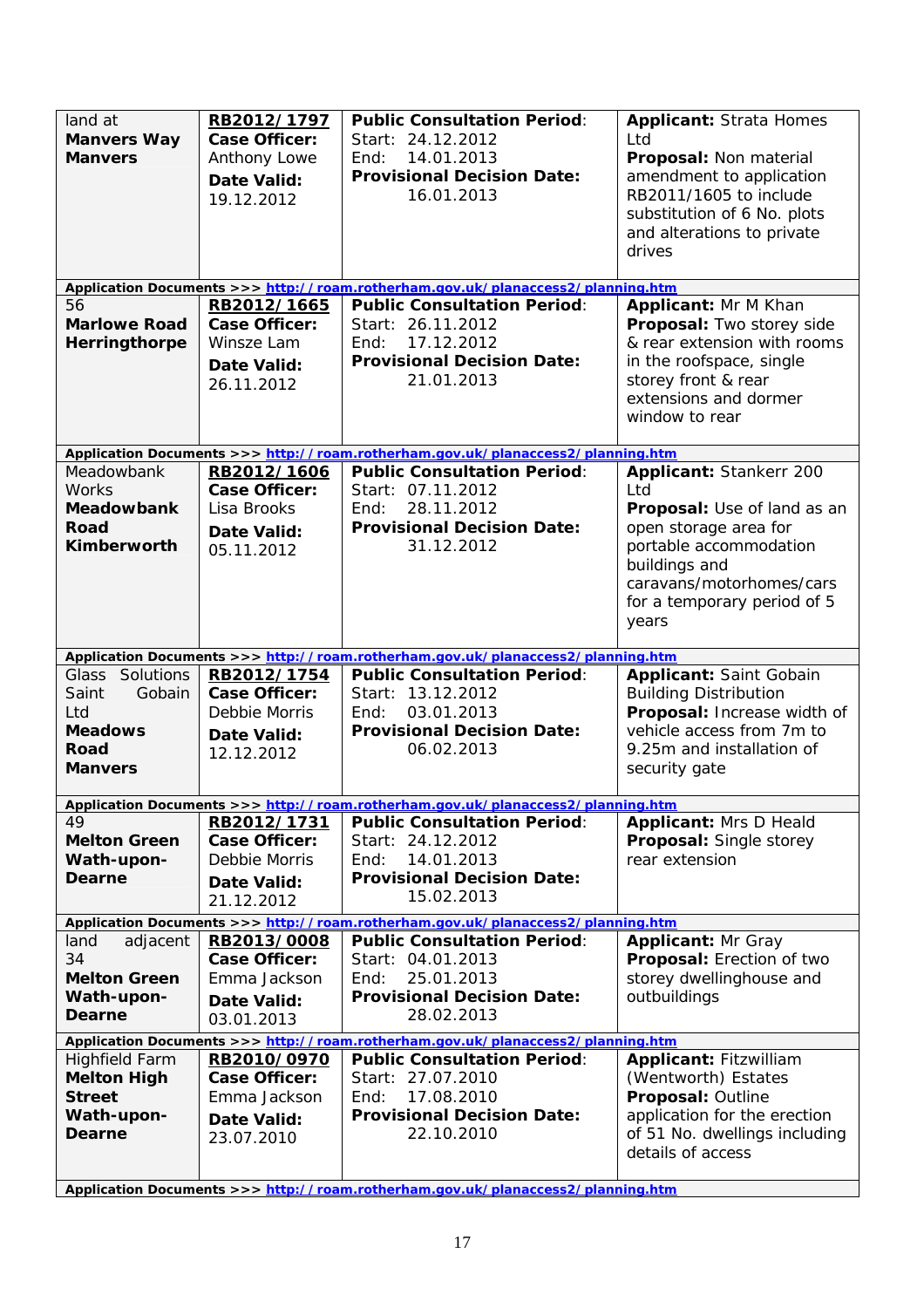| | | | |
|---|---|---|---|
| land at **Manvers Way Manvers** | **RB2012/1797** **Case Officer:** Anthony Lowe **Date Valid:** 19.12.2012 | **Public Consultation Period**: Start: 24.12.2012 End: 14.01.2013 **Provisional Decision Date:** 16.01.2013 | **Applicant:** Strata Homes Ltd **Proposal:** Non material amendment to application RB2011/1605 to include substitution of 6 No. plots and alterations to private drives |
| **Application Documents >>> http://roam.rotherham.gov.uk/planaccess2/planning.htm** | | | |
| 56 **Marlowe Road Herringthorpe** | **RB2012/1665** **Case Officer:** Winsze Lam **Date Valid:** 26.11.2012 | **Public Consultation Period**: Start: 26.11.2012 End: 17.12.2012 **Provisional Decision Date:** 21.01.2013 | **Applicant:** Mr M Khan **Proposal:** Two storey side & rear extension with rooms in the roofspace, single storey front & rear extensions and dormer window to rear |
| **Application Documents >>> http://roam.rotherham.gov.uk/planaccess2/planning.htm** | | | |
| Meadowbank Works **Meadowbank Road Kimberworth** | **RB2012/1606** **Case Officer:** Lisa Brooks **Date Valid:** 05.11.2012 | **Public Consultation Period**: Start: 07.11.2012 End: 28.11.2012 **Provisional Decision Date:** 31.12.2012 | **Applicant:** Stankerr 200 Ltd **Proposal:** Use of land as an open storage area for portable accommodation buildings and caravans/motorhomes/cars for a temporary period of 5 years |
| **Application Documents >>> http://roam.rotherham.gov.uk/planaccess2/planning.htm** | | | |
| Glass Solutions Saint Gobain Ltd **Meadows Road Manvers** | **RB2012/1754** **Case Officer:** Debbie Morris **Date Valid:** 12.12.2012 | **Public Consultation Period**: Start: 13.12.2012 End: 03.01.2013 **Provisional Decision Date:** 06.02.2013 | **Applicant:** Saint Gobain Building Distribution **Proposal:** Increase width of vehicle access from 7m to 9.25m and installation of security gate |
| **Application Documents >>> http://roam.rotherham.gov.uk/planaccess2/planning.htm** | | | |
| 49 **Melton Green Wath-upon-Dearne** | **RB2012/1731** **Case Officer:** Debbie Morris **Date Valid:** 21.12.2012 | **Public Consultation Period**: Start: 24.12.2012 End: 14.01.2013 **Provisional Decision Date:** 15.02.2013 | **Applicant:** Mrs D Heald **Proposal:** Single storey rear extension |
| **Application Documents >>> http://roam.rotherham.gov.uk/planaccess2/planning.htm** | | | |
| land adjacent 34 **Melton Green Wath-upon-Dearne** | **RB2013/0008** **Case Officer:** Emma Jackson **Date Valid:** 03.01.2013 | **Public Consultation Period**: Start: 04.01.2013 End: 25.01.2013 **Provisional Decision Date:** 28.02.2013 | **Applicant:** Mr Gray **Proposal:** Erection of two storey dwellinghouse and outbuildings |
| **Application Documents >>> http://roam.rotherham.gov.uk/planaccess2/planning.htm** | | | |
| Highfield Farm **Melton High Street Wath-upon-Dearne** | **RB2010/0970** **Case Officer:** Emma Jackson **Date Valid:** 23.07.2010 | **Public Consultation Period**: Start: 27.07.2010 End: 17.08.2010 **Provisional Decision Date:** 22.10.2010 | **Applicant:** Fitzwilliam (Wentworth) Estates **Proposal:** Outline application for the erection of 51 No. dwellings including details of access |
| **Application Documents >>> http://roam.rotherham.gov.uk/planaccess2/planning.htm** | | | |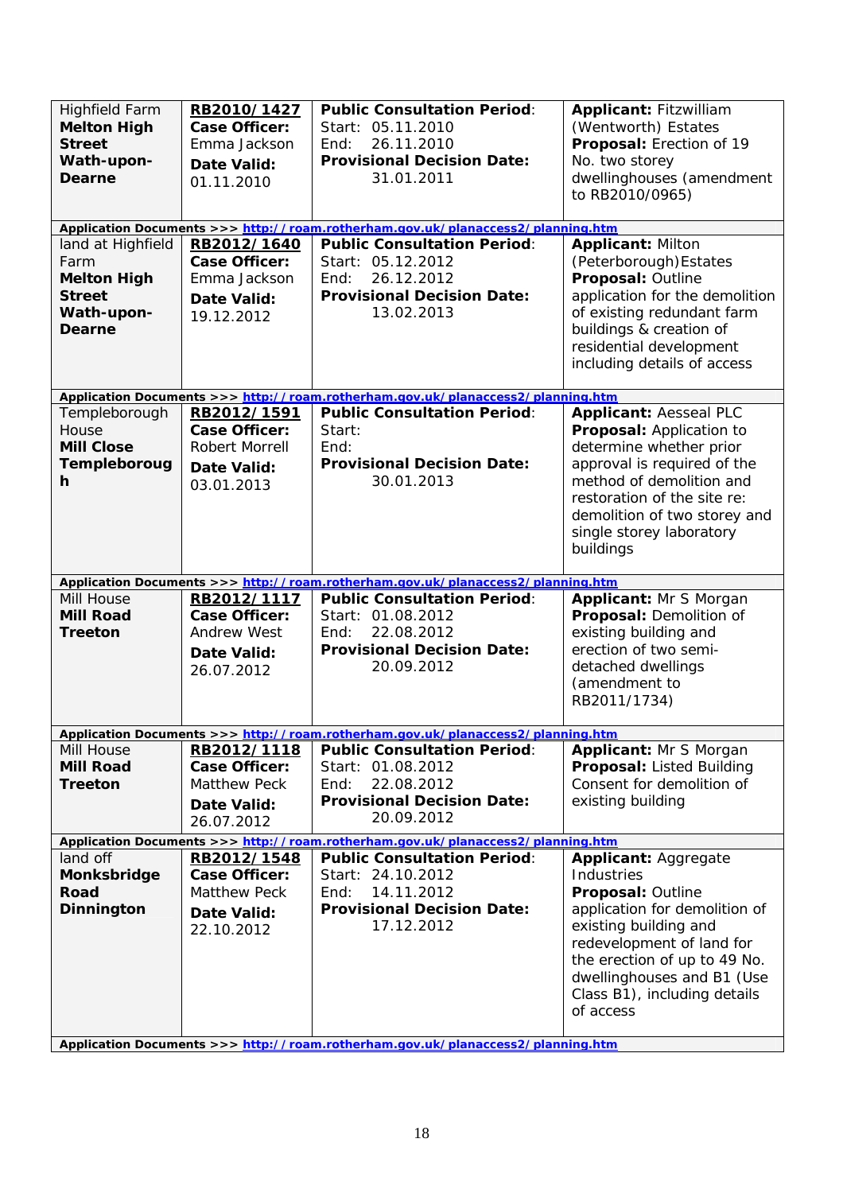| | | | |
|---|---|---|---|
| Highfield Farm **Melton High Street Wath-upon-Dearne** | **RB2010/1427** **Case Officer:** Emma Jackson **Date Valid:** 01.11.2010 | **Public Consultation Period**: Start: 05.11.2010 End: 26.11.2010 **Provisional Decision Date:** 31.01.2011 | **Applicant:** Fitzwilliam (Wentworth) Estates **Proposal:** Erection of 19 No. two storey dwellinghouses (amendment to RB2010/0965) |
| **Application Documents >>> http://roam.rotherham.gov.uk/planaccess2/planning.htm** | | | |
| land at Highfield Farm **Melton High Street Wath-upon-Dearne** | **RB2012/1640** **Case Officer:** Emma Jackson **Date Valid:** 19.12.2012 | **Public Consultation Period**: Start: 05.12.2012 End: 26.12.2012 **Provisional Decision Date:** 13.02.2013 | **Applicant:** Milton (Peterborough)Estates **Proposal:** Outline application for the demolition of existing redundant farm buildings & creation of residential development including details of access |
| **Application Documents >>> http://roam.rotherham.gov.uk/planaccess2/planning.htm** | | | |
| Templeborough House **Mill Close Templeborough** | **RB2012/1591** **Case Officer:** Robert Morrell **Date Valid:** 03.01.2013 | **Public Consultation Period**: Start: End: **Provisional Decision Date:** 30.01.2013 | **Applicant:** Aesseal PLC **Proposal:** Application to determine whether prior approval is required of the method of demolition and restoration of the site re: demolition of two storey and single storey laboratory buildings |
| **Application Documents >>> http://roam.rotherham.gov.uk/planaccess2/planning.htm** | | | |
| Mill House **Mill Road Treeton** | **RB2012/1117** **Case Officer:** Andrew West **Date Valid:** 26.07.2012 | **Public Consultation Period**: Start: 01.08.2012 End: 22.08.2012 **Provisional Decision Date:** 20.09.2012 | **Applicant:** Mr S Morgan **Proposal:** Demolition of existing building and erection of two semi-detached dwellings (amendment to RB2011/1734) |
| **Application Documents >>> http://roam.rotherham.gov.uk/planaccess2/planning.htm** | | | |
| Mill House **Mill Road Treeton** | **RB2012/1118** **Case Officer:** Matthew Peck **Date Valid:** 26.07.2012 | **Public Consultation Period**: Start: 01.08.2012 End: 22.08.2012 **Provisional Decision Date:** 20.09.2012 | **Applicant:** Mr S Morgan **Proposal:** Listed Building Consent for demolition of existing building |
| **Application Documents >>> http://roam.rotherham.gov.uk/planaccess2/planning.htm** | | | |
| land off **Monksbridge Road Dinnington** | **RB2012/1548** **Case Officer:** Matthew Peck **Date Valid:** 22.10.2012 | **Public Consultation Period**: Start: 24.10.2012 End: 14.11.2012 **Provisional Decision Date:** 17.12.2012 | **Applicant:** Aggregate Industries **Proposal:** Outline application for demolition of existing building and redevelopment of land for the erection of up to 49 No. dwellinghouses and B1 (Use Class B1), including details of access |
| **Application Documents >>> http://roam.rotherham.gov.uk/planaccess2/planning.htm** | | | |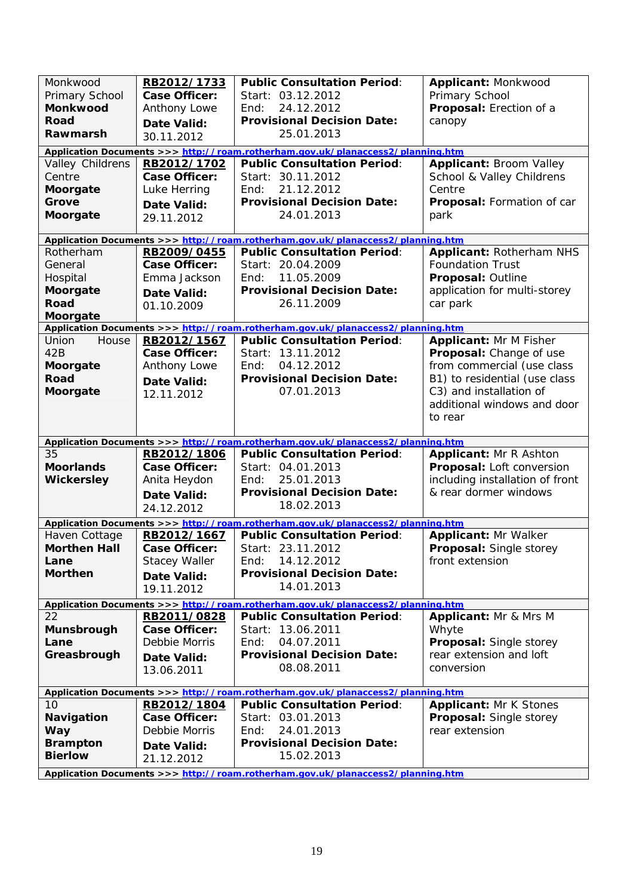| | | | |
|---|---|---|---|
| Monkwood Primary School **Monkwood Road Rawmarsh** | **RB2012/1733** **Case Officer:** Anthony Lowe **Date Valid:** 30.11.2012 | **Public Consultation Period**: Start: 03.12.2012 End: 24.12.2012 **Provisional Decision Date:** 25.01.2013 | **Applicant:** Monkwood Primary School **Proposal:** Erection of a canopy |
| **Application Documents >>> http://roam.rotherham.gov.uk/planaccess2/planning.htm** | | | |
| Valley Childrens Centre **Moorgate Grove Moorgate** | **RB2012/1702** **Case Officer:** Luke Herring **Date Valid:** 29.11.2012 | **Public Consultation Period**: Start: 30.11.2012 End: 21.12.2012 **Provisional Decision Date:** 24.01.2013 | **Applicant:** Broom Valley School & Valley Childrens Centre **Proposal:** Formation of car park |
| **Application Documents >>> http://roam.rotherham.gov.uk/planaccess2/planning.htm** | | | |
| Rotherham General Hospital **Moorgate Road Moorgate** | **RB2009/0455** **Case Officer:** Emma Jackson **Date Valid:** 01.10.2009 | **Public Consultation Period**: Start: 20.04.2009 End: 11.05.2009 **Provisional Decision Date:** 26.11.2009 | **Applicant:** Rotherham NHS Foundation Trust **Proposal:** Outline application for multi-storey car park |
| **Application Documents >>> http://roam.rotherham.gov.uk/planaccess2/planning.htm** | | | |
| Union House 42B **Moorgate Road Moorgate** | **RB2012/1567** **Case Officer:** Anthony Lowe **Date Valid:** 12.11.2012 | **Public Consultation Period**: Start: 13.11.2012 End: 04.12.2012 **Provisional Decision Date:** 07.01.2013 | **Applicant:** Mr M Fisher **Proposal:** Change of use from commercial (use class B1) to residential (use class C3) and installation of additional windows and door to rear |
| **Application Documents >>> http://roam.rotherham.gov.uk/planaccess2/planning.htm** | | | |
| 35 **Moorlands Wickersley** | **RB2012/1806** **Case Officer:** Anita Heydon **Date Valid:** 24.12.2012 | **Public Consultation Period**: Start: 04.01.2013 End: 25.01.2013 **Provisional Decision Date:** 18.02.2013 | **Applicant:** Mr R Ashton **Proposal:** Loft conversion including installation of front & rear dormer windows |
| **Application Documents >>> http://roam.rotherham.gov.uk/planaccess2/planning.htm** | | | |
| Haven Cottage **Morthen Hall Lane Morthen** | **RB2012/1667** **Case Officer:** Stacey Waller **Date Valid:** 19.11.2012 | **Public Consultation Period**: Start: 23.11.2012 End: 14.12.2012 **Provisional Decision Date:** 14.01.2013 | **Applicant:** Mr Walker **Proposal:** Single storey front extension |
| **Application Documents >>> http://roam.rotherham.gov.uk/planaccess2/planning.htm** | | | |
| 22 **Munsbrough Lane Greasbrough** | **RB2011/0828** **Case Officer:** Debbie Morris **Date Valid:** 13.06.2011 | **Public Consultation Period**: Start: 13.06.2011 End: 04.07.2011 **Provisional Decision Date:** 08.08.2011 | **Applicant:** Mr & Mrs M Whyte **Proposal:** Single storey rear extension and loft conversion |
| **Application Documents >>> http://roam.rotherham.gov.uk/planaccess2/planning.htm** | | | |
| 10 **Navigation Way Brampton Bierlow** | **RB2012/1804** **Case Officer:** Debbie Morris **Date Valid:** 21.12.2012 | **Public Consultation Period**: Start: 03.01.2013 End: 24.01.2013 **Provisional Decision Date:** 15.02.2013 | **Applicant:** Mr K Stones **Proposal:** Single storey rear extension |
| **Application Documents >>> http://roam.rotherham.gov.uk/planaccess2/planning.htm** | | | |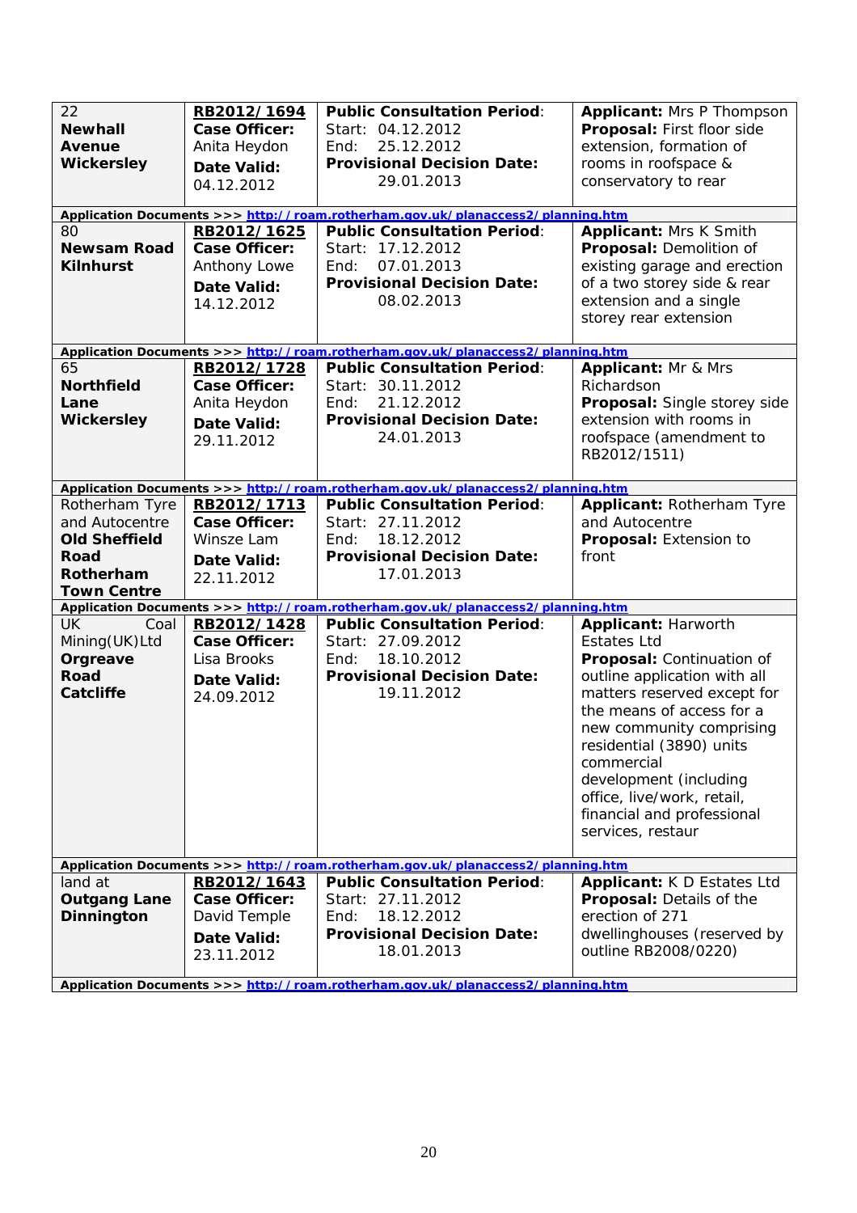| | | | |
|---|---|---|---|
| 22 **Newhall Avenue Wickersley** | **RB2012/1694** **Case Officer:** Anita Heydon **Date Valid:** 04.12.2012 | **Public Consultation Period**: Start: 04.12.2012 End: 25.12.2012 **Provisional Decision Date:** 29.01.2013 | **Applicant:** Mrs P Thompson **Proposal:** First floor side extension, formation of rooms in roofspace & conservatory to rear |
| **Application Documents >>> http://roam.rotherham.gov.uk/planaccess2/planning.htm** | | | |
| 80 **Newsam Road Kilnhurst** | **RB2012/1625** **Case Officer:** Anthony Lowe **Date Valid:** 14.12.2012 | **Public Consultation Period**: Start: 17.12.2012 End: 07.01.2013 **Provisional Decision Date:** 08.02.2013 | **Applicant:** Mrs K Smith **Proposal:** Demolition of existing garage and erection of a two storey side & rear extension and a single storey rear extension |
| **Application Documents >>> http://roam.rotherham.gov.uk/planaccess2/planning.htm** | | | |
| 65 **Northfield Lane Wickersley** | **RB2012/1728** **Case Officer:** Anita Heydon **Date Valid:** 29.11.2012 | **Public Consultation Period**: Start: 30.11.2012 End: 21.12.2012 **Provisional Decision Date:** 24.01.2013 | **Applicant:** Mr & Mrs Richardson **Proposal:** Single storey side extension with rooms in roofspace (amendment to RB2012/1511) |
| **Application Documents >>> http://roam.rotherham.gov.uk/planaccess2/planning.htm** | | | |
| Rotherham Tyre and Autocentre **Old Sheffield Road Rotherham Town Centre** | **RB2012/1713** **Case Officer:** Winsze Lam **Date Valid:** 22.11.2012 | **Public Consultation Period**: Start: 27.11.2012 End: 18.12.2012 **Provisional Decision Date:** 17.01.2013 | **Applicant:** Rotherham Tyre and Autocentre **Proposal:** Extension to front |
| **Application Documents >>> http://roam.rotherham.gov.uk/planaccess2/planning.htm** | | | |
| UK Coal Mining(UK)Ltd **Orgreave Road Catcliffe** | **RB2012/1428** **Case Officer:** Lisa Brooks **Date Valid:** 24.09.2012 | **Public Consultation Period**: Start: 27.09.2012 End: 18.10.2012 **Provisional Decision Date:** 19.11.2012 | **Applicant:** Harworth Estates Ltd **Proposal:** Continuation of outline application with all matters reserved except for the means of access for a new community comprising residential (3890) units commercial development (including office, live/work, retail, financial and professional services, restaur |
| **Application Documents >>> http://roam.rotherham.gov.uk/planaccess2/planning.htm** | | | |
| land at **Outgang Lane Dinnington** | **RB2012/1643** **Case Officer:** David Temple **Date Valid:** 23.11.2012 | **Public Consultation Period**: Start: 27.11.2012 End: 18.12.2012 **Provisional Decision Date:** 18.01.2013 | **Applicant:** K D Estates Ltd **Proposal:** Details of the erection of 271 dwellinghouses (reserved by outline RB2008/0220) |
| **Application Documents >>> http://roam.rotherham.gov.uk/planaccess2/planning.htm** | | | |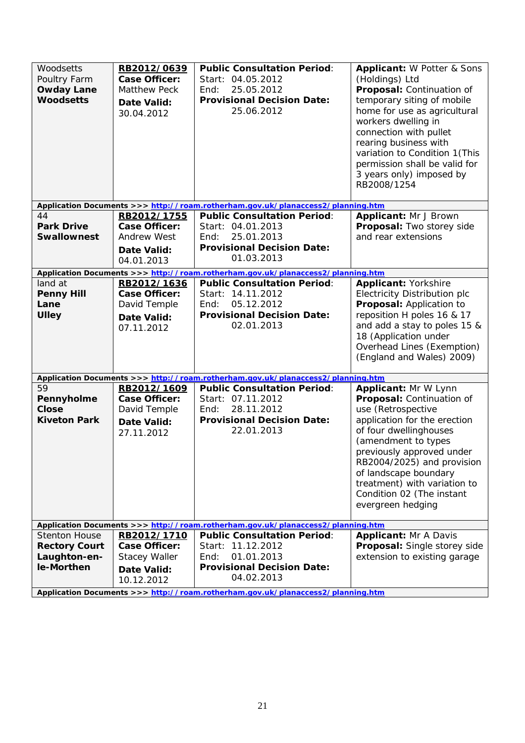| Location | Reference | Consultation / Decision | Details |
|---|---|---|---|
| Woodsetts Poultry Farm **Owday Lane Woodsetts** | **RB2012/0639** **Case Officer:** Matthew Peck **Date Valid:** 30.04.2012 | **Public Consultation Period**: Start: 04.05.2012 End: 25.05.2012 **Provisional Decision Date:** 25.06.2012 | **Applicant:** W Potter & Sons (Holdings) Ltd **Proposal:** Continuation of temporary siting of mobile home for use as agricultural workers dwelling in connection with pullet rearing business with variation to Condition 1(This permission shall be valid for 3 years only) imposed by RB2008/1254 |
| **Application Documents >>> http://roam.rotherham.gov.uk/planaccess2/planning.htm** | | | |
| 44 **Park Drive Swallownest** | **RB2012/1755** **Case Officer:** Andrew West **Date Valid:** 04.01.2013 | **Public Consultation Period**: Start: 04.01.2013 End: 25.01.2013 **Provisional Decision Date:** 01.03.2013 | **Applicant:** Mr J Brown **Proposal:** Two storey side and rear extensions |
| **Application Documents >>> http://roam.rotherham.gov.uk/planaccess2/planning.htm** | | | |
| land at **Penny Hill Lane Ulley** | **RB2012/1636** **Case Officer:** David Temple **Date Valid:** 07.11.2012 | **Public Consultation Period**: Start: 14.11.2012 End: 05.12.2012 **Provisional Decision Date:** 02.01.2013 | **Applicant:** Yorkshire Electricity Distribution plc **Proposal:** Application to reposition H poles 16 & 17 and add a stay to poles 15 & 18 (Application under Overhead Lines (Exemption) (England and Wales) 2009) |
| **Application Documents >>> http://roam.rotherham.gov.uk/planaccess2/planning.htm** | | | |
| 59 **Pennyholme Close Kiveton Park** | **RB2012/1609** **Case Officer:** David Temple **Date Valid:** 27.11.2012 | **Public Consultation Period**: Start: 07.11.2012 End: 28.11.2012 **Provisional Decision Date:** 22.01.2013 | **Applicant:** Mr W Lynn **Proposal:** Continuation of use (Retrospective application for the erection of four dwellinghouses (amendment to types previously approved under RB2004/2025) and provision of landscape boundary treatment) with variation to Condition 02 (The instant evergreen hedging |
| **Application Documents >>> http://roam.rotherham.gov.uk/planaccess2/planning.htm** | | | |
| Stenton House **Rectory Court Laughton-en-le-Morthen** | **RB2012/1710** **Case Officer:** Stacey Waller **Date Valid:** 10.12.2012 | **Public Consultation Period**: Start: 11.12.2012 End: 01.01.2013 **Provisional Decision Date:** 04.02.2013 | **Applicant:** Mr A Davis **Proposal:** Single storey side extension to existing garage |
| **Application Documents >>> http://roam.rotherham.gov.uk/planaccess2/planning.htm** | | | |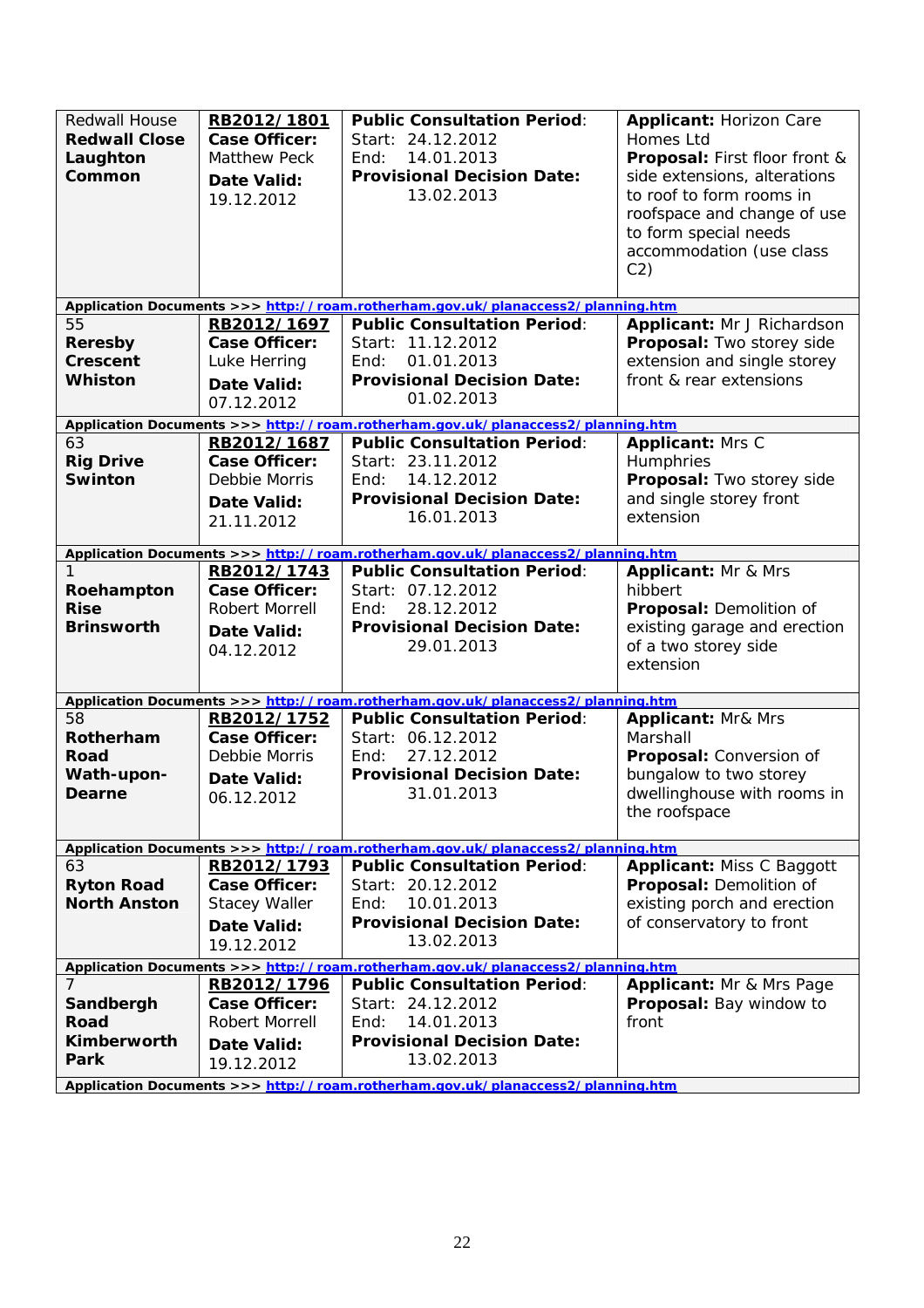| | | | |
|---|---|---|---|
| Redwall House **Redwall Close Laughton Common** | **RB2012/1801** **Case Officer:** Matthew Peck **Date Valid:** 19.12.2012 | **Public Consultation Period**: Start: 24.12.2012 End: 14.01.2013 **Provisional Decision Date:** 13.02.2013 | **Applicant:** Horizon Care Homes Ltd **Proposal:** First floor front & side extensions, alterations to roof to form rooms in roofspace and change of use to form special needs accommodation (use class C2) |
| **Application Documents >>> http://roam.rotherham.gov.uk/planaccess2/planning.htm** | | | |
| 55 **Reresby Crescent Whiston** | **RB2012/1697** **Case Officer:** Luke Herring **Date Valid:** 07.12.2012 | **Public Consultation Period**: Start: 11.12.2012 End: 01.01.2013 **Provisional Decision Date:** 01.02.2013 | **Applicant:** Mr J Richardson **Proposal:** Two storey side extension and single storey front & rear extensions |
| **Application Documents >>> http://roam.rotherham.gov.uk/planaccess2/planning.htm** | | | |
| 63 **Rig Drive Swinton** | **RB2012/1687** **Case Officer:** Debbie Morris **Date Valid:** 21.11.2012 | **Public Consultation Period**: Start: 23.11.2012 End: 14.12.2012 **Provisional Decision Date:** 16.01.2013 | **Applicant:** Mrs C Humphries **Proposal:** Two storey side and single storey front extension |
| **Application Documents >>> http://roam.rotherham.gov.uk/planaccess2/planning.htm** | | | |
| 1 **Roehampton Rise Brinsworth** | **RB2012/1743** **Case Officer:** Robert Morrell **Date Valid:** 04.12.2012 | **Public Consultation Period**: Start: 07.12.2012 End: 28.12.2012 **Provisional Decision Date:** 29.01.2013 | **Applicant:** Mr & Mrs hibbert **Proposal:** Demolition of existing garage and erection of a two storey side extension |
| **Application Documents >>> http://roam.rotherham.gov.uk/planaccess2/planning.htm** | | | |
| 58 **Rotherham Road Wath-upon-Dearne** | **RB2012/1752** **Case Officer:** Debbie Morris **Date Valid:** 06.12.2012 | **Public Consultation Period**: Start: 06.12.2012 End: 27.12.2012 **Provisional Decision Date:** 31.01.2013 | **Applicant:** Mr& Mrs Marshall **Proposal:** Conversion of bungalow to two storey dwellinghouse with rooms in the roofspace |
| **Application Documents >>> http://roam.rotherham.gov.uk/planaccess2/planning.htm** | | | |
| 63 **Ryton Road North Anston** | **RB2012/1793** **Case Officer:** Stacey Waller **Date Valid:** 19.12.2012 | **Public Consultation Period**: Start: 20.12.2012 End: 10.01.2013 **Provisional Decision Date:** 13.02.2013 | **Applicant:** Miss C Baggott **Proposal:** Demolition of existing porch and erection of conservatory to front |
| **Application Documents >>> http://roam.rotherham.gov.uk/planaccess2/planning.htm** | | | |
| 7 **Sandbergh Road Kimberworth Park** | **RB2012/1796** **Case Officer:** Robert Morrell **Date Valid:** 19.12.2012 | **Public Consultation Period**: Start: 24.12.2012 End: 14.01.2013 **Provisional Decision Date:** 13.02.2013 | **Applicant:** Mr & Mrs Page **Proposal:** Bay window to front |
| **Application Documents >>> http://roam.rotherham.gov.uk/planaccess2/planning.htm** | | | |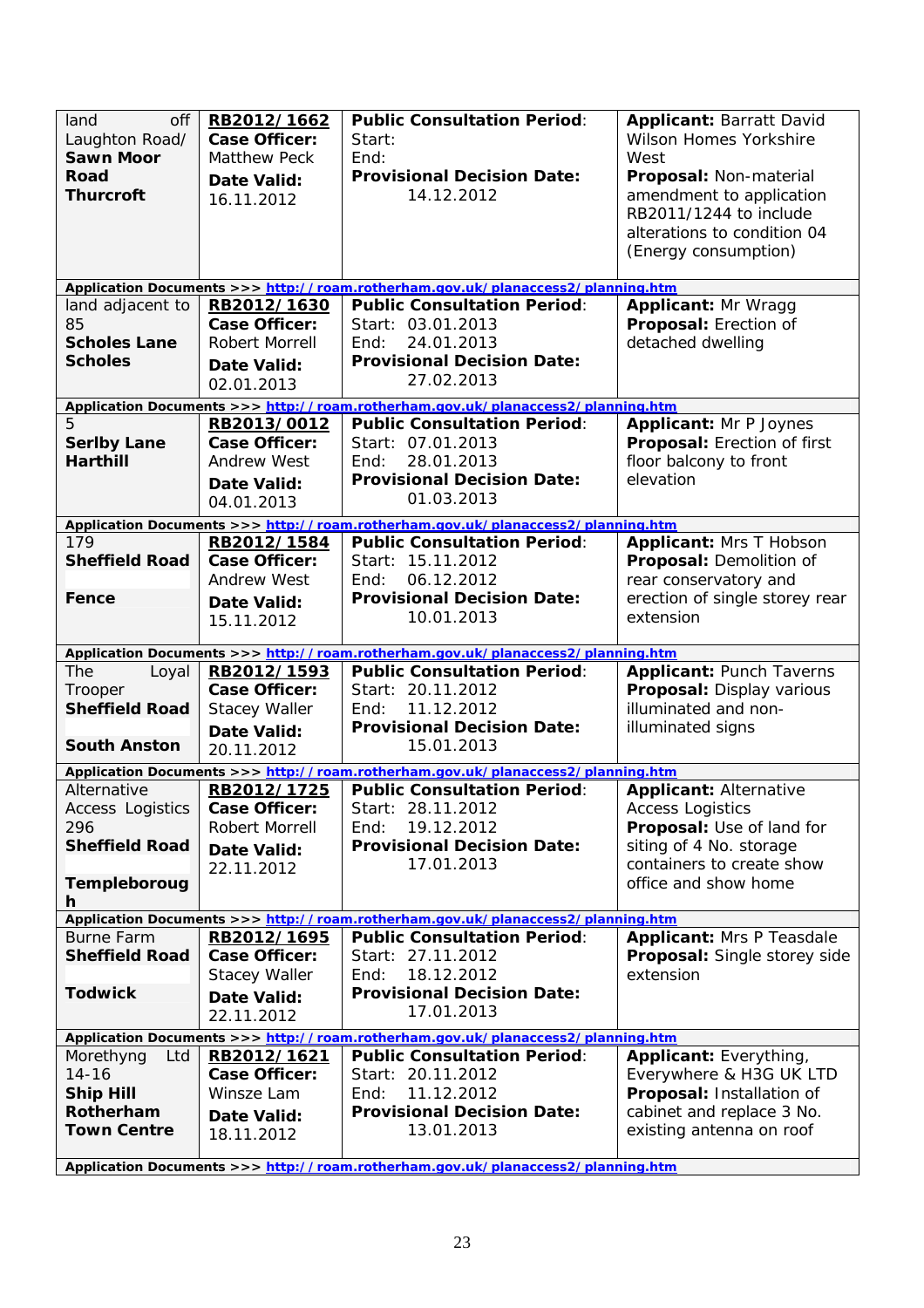| | | | |
|---|---|---|---|
| land off Laughton Road/ **Sawn Moor Road Thurcroft** | **RB2012/1662** **Case Officer:** Matthew Peck **Date Valid:** 16.11.2012 | **Public Consultation Period**: Start: End: **Provisional Decision Date:** 14.12.2012 | **Applicant:** Barratt David Wilson Homes Yorkshire West **Proposal:** Non-material amendment to application RB2011/1244 to include alterations to condition 04 (Energy consumption) |
| **Application Documents >>> http://roam.rotherham.gov.uk/planaccess2/planning.htm** | | | |
| land adjacent to 85 **Scholes Lane Scholes** | **RB2012/1630** **Case Officer:** Robert Morrell **Date Valid:** 02.01.2013 | **Public Consultation Period**: Start: 03.01.2013 End: 24.01.2013 **Provisional Decision Date:** 27.02.2013 | **Applicant:** Mr Wragg **Proposal:** Erection of detached dwelling |
| **Application Documents >>> http://roam.rotherham.gov.uk/planaccess2/planning.htm** | | | |
| 5 **Serlby Lane Harthill** | **RB2013/0012** **Case Officer:** Andrew West **Date Valid:** 04.01.2013 | **Public Consultation Period**: Start: 07.01.2013 End: 28.01.2013 **Provisional Decision Date:** 01.03.2013 | **Applicant:** Mr P Joynes **Proposal:** Erection of first floor balcony to front elevation |
| **Application Documents >>> http://roam.rotherham.gov.uk/planaccess2/planning.htm** | | | |
| 179 **Sheffield Road** **Fence** | **RB2012/1584** **Case Officer:** Andrew West **Date Valid:** 15.11.2012 | **Public Consultation Period**: Start: 15.11.2012 End: 06.12.2012 **Provisional Decision Date:** 10.01.2013 | **Applicant:** Mrs T Hobson **Proposal:** Demolition of rear conservatory and erection of single storey rear extension |
| **Application Documents >>> http://roam.rotherham.gov.uk/planaccess2/planning.htm** | | | |
| The Loyal Trooper **Sheffield Road** **South Anston** | **RB2012/1593** **Case Officer:** Stacey Waller **Date Valid:** 20.11.2012 | **Public Consultation Period**: Start: 20.11.2012 End: 11.12.2012 **Provisional Decision Date:** 15.01.2013 | **Applicant:** Punch Taverns **Proposal:** Display various illuminated and non-illuminated signs |
| **Application Documents >>> http://roam.rotherham.gov.uk/planaccess2/planning.htm** | | | |
| Alternative Access Logistics 296 **Sheffield Road** **Templeborough** | **RB2012/1725** **Case Officer:** Robert Morrell **Date Valid:** 22.11.2012 | **Public Consultation Period**: Start: 28.11.2012 End: 19.12.2012 **Provisional Decision Date:** 17.01.2013 | **Applicant:** Alternative Access Logistics **Proposal:** Use of land for siting of 4 No. storage containers to create show office and show home |
| **Application Documents >>> http://roam.rotherham.gov.uk/planaccess2/planning.htm** | | | |
| Burne Farm **Sheffield Road** **Todwick** | **RB2012/1695** **Case Officer:** Stacey Waller **Date Valid:** 22.11.2012 | **Public Consultation Period**: Start: 27.11.2012 End: 18.12.2012 **Provisional Decision Date:** 17.01.2013 | **Applicant:** Mrs P Teasdale **Proposal:** Single storey side extension |
| **Application Documents >>> http://roam.rotherham.gov.uk/planaccess2/planning.htm** | | | |
| Morethyng Ltd 14-16 **Ship Hill Rotherham Town Centre** | **RB2012/1621** **Case Officer:** Winsze Lam **Date Valid:** 18.11.2012 | **Public Consultation Period**: Start: 20.11.2012 End: 11.12.2012 **Provisional Decision Date:** 13.01.2013 | **Applicant:** Everything, Everywhere & H3G UK LTD **Proposal:** Installation of cabinet and replace 3 No. existing antenna on roof |
| **Application Documents >>> http://roam.rotherham.gov.uk/planaccess2/planning.htm** | | | |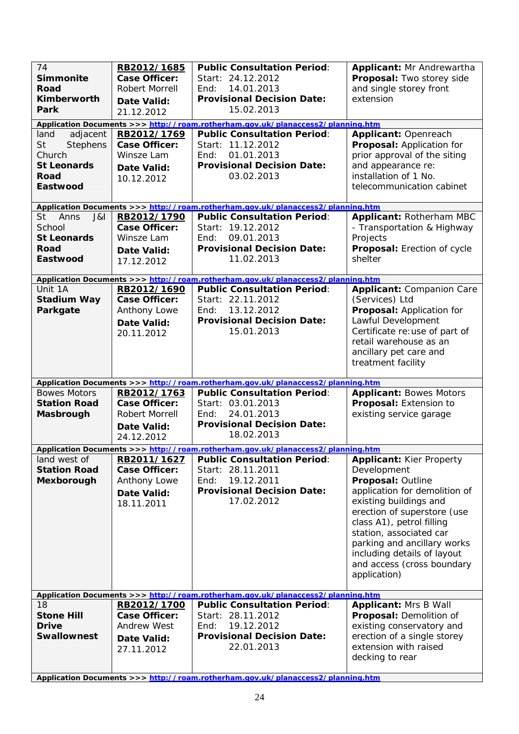| | | | |
|---|---|---|---|
| 74 **Simmonite Road Kimberworth Park** | **RB2012/1685** **Case Officer:** Robert Morrell **Date Valid:** 21.12.2012 | **Public Consultation Period**: Start: 24.12.2012 End: 14.01.2013 **Provisional Decision Date:** 15.02.2013 | **Applicant:** Mr Andrewartha **Proposal:** Two storey side and single storey front extension |
| **Application Documents >>> http://roam.rotherham.gov.uk/planaccess2/planning.htm** | | | |
| land adjacent St Stephens Church **St Leonards Road Eastwood** | **RB2012/1769** **Case Officer:** Winsze Lam **Date Valid:** 10.12.2012 | **Public Consultation Period**: Start: 11.12.2012 End: 01.01.2013 **Provisional Decision Date:** 03.02.2013 | **Applicant:** Openreach **Proposal:** Application for prior approval of the siting and appearance re: installation of 1 No. telecommunication cabinet |
| **Application Documents >>> http://roam.rotherham.gov.uk/planaccess2/planning.htm** | | | |
| St Anns J&I School **St Leonards Road Eastwood** | **RB2012/1790** **Case Officer:** Winsze Lam **Date Valid:** 17.12.2012 | **Public Consultation Period**: Start: 19.12.2012 End: 09.01.2013 **Provisional Decision Date:** 11.02.2013 | **Applicant:** Rotherham MBC - Transportation & Highway Projects **Proposal:** Erection of cycle shelter |
| **Application Documents >>> http://roam.rotherham.gov.uk/planaccess2/planning.htm** | | | |
| Unit 1A **Stadium Way Parkgate** | **RB2012/1690** **Case Officer:** Anthony Lowe **Date Valid:** 20.11.2012 | **Public Consultation Period**: Start: 22.11.2012 End: 13.12.2012 **Provisional Decision Date:** 15.01.2013 | **Applicant:** Companion Care (Services) Ltd **Proposal:** Application for Lawful Development Certificate re:use of part of retail warehouse as an ancillary pet care and treatment facility |
| **Application Documents >>> http://roam.rotherham.gov.uk/planaccess2/planning.htm** | | | |
| Bowes Motors **Station Road Masbrough** | **RB2012/1763** **Case Officer:** Robert Morrell **Date Valid:** 24.12.2012 | **Public Consultation Period**: Start: 03.01.2013 End: 24.01.2013 **Provisional Decision Date:** 18.02.2013 | **Applicant:** Bowes Motors **Proposal:** Extension to existing service garage |
| **Application Documents >>> http://roam.rotherham.gov.uk/planaccess2/planning.htm** | | | |
| land west of **Station Road Mexborough** | **RB2011/1627** **Case Officer:** Anthony Lowe **Date Valid:** 18.11.2011 | **Public Consultation Period**: Start: 28.11.2011 End: 19.12.2011 **Provisional Decision Date:** 17.02.2012 | **Applicant:** Kier Property Development **Proposal:** Outline application for demolition of existing buildings and erection of superstore (use class A1), petrol filling station, associated car parking and ancillary works including details of layout and access (cross boundary application) |
| **Application Documents >>> http://roam.rotherham.gov.uk/planaccess2/planning.htm** | | | |
| 18 **Stone Hill Drive Swallownest** | **RB2012/1700** **Case Officer:** Andrew West **Date Valid:** 27.11.2012 | **Public Consultation Period**: Start: 28.11.2012 End: 19.12.2012 **Provisional Decision Date:** 22.01.2013 | **Applicant:** Mrs B Wall **Proposal:** Demolition of existing conservatory and erection of a single storey extension with raised decking to rear |
| **Application Documents >>> http://roam.rotherham.gov.uk/planaccess2/planning.htm** | | | |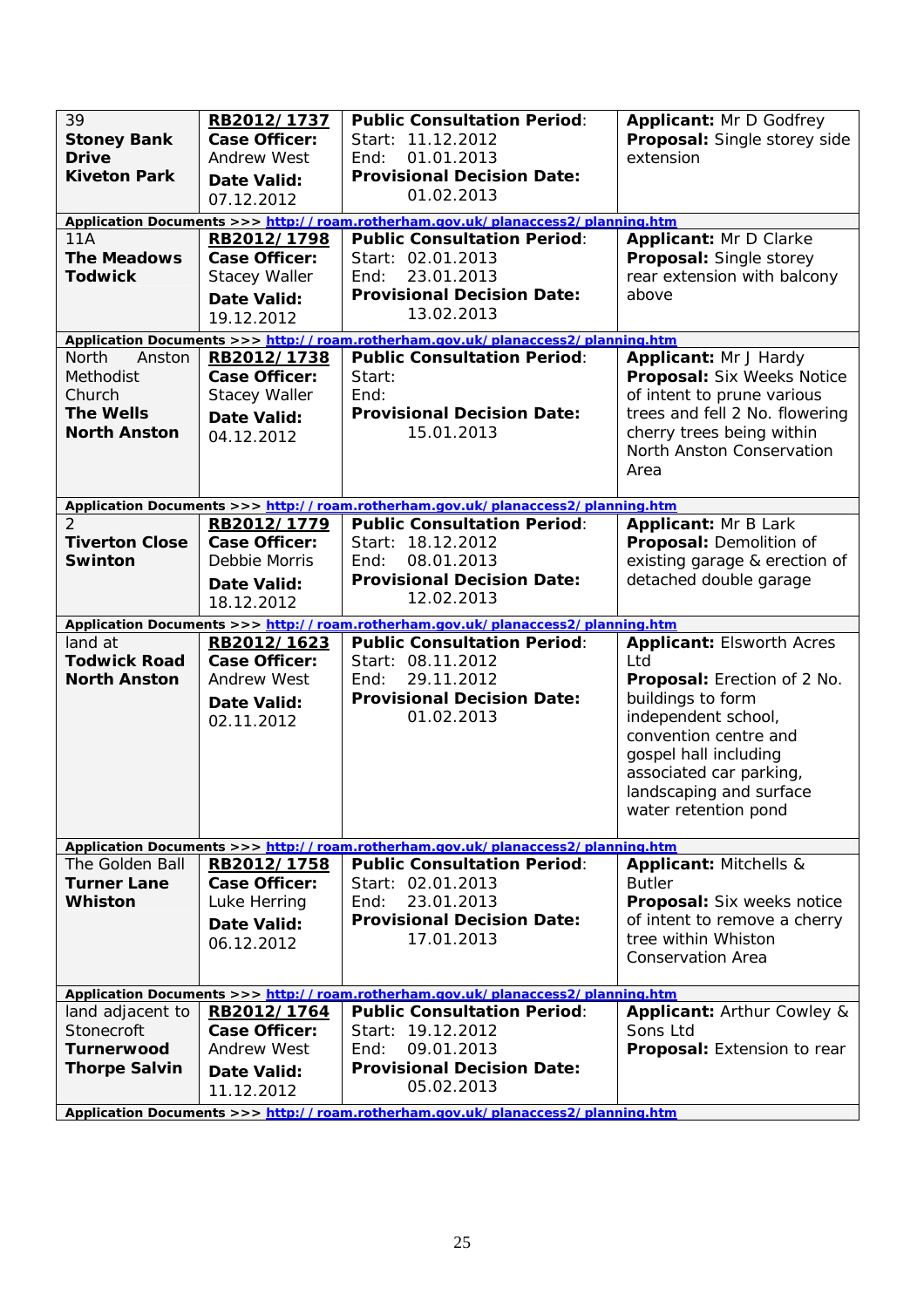| | | | |
|---|---|---|---|
| 39 **Stoney Bank Drive Kiveton Park** | **RB2012/1737** **Case Officer:** Andrew West **Date Valid:** 07.12.2012 | **Public Consultation Period**: Start: 11.12.2012 End: 01.01.2013 **Provisional Decision Date:** 01.02.2013 | **Applicant:** Mr D Godfrey **Proposal:** Single storey side extension |
| **Application Documents >>> http://roam.rotherham.gov.uk/planaccess2/planning.htm** | | | |
| 11A **The Meadows Todwick** | **RB2012/1798** **Case Officer:** Stacey Waller **Date Valid:** 19.12.2012 | **Public Consultation Period**: Start: 02.01.2013 End: 23.01.2013 **Provisional Decision Date:** 13.02.2013 | **Applicant:** Mr D Clarke **Proposal:** Single storey rear extension with balcony above |
| **Application Documents >>> http://roam.rotherham.gov.uk/planaccess2/planning.htm** | | | |
| North Anston Methodist Church **The Wells North Anston** | **RB2012/1738** **Case Officer:** Stacey Waller **Date Valid:** 04.12.2012 | **Public Consultation Period**: Start: End: **Provisional Decision Date:** 15.01.2013 | **Applicant:** Mr J Hardy **Proposal:** Six Weeks Notice of intent to prune various trees and fell 2 No. flowering cherry trees being within North Anston Conservation Area |
| **Application Documents >>> http://roam.rotherham.gov.uk/planaccess2/planning.htm** | | | |
| 2 **Tiverton Close Swinton** | **RB2012/1779** **Case Officer:** Debbie Morris **Date Valid:** 18.12.2012 | **Public Consultation Period**: Start: 18.12.2012 End: 08.01.2013 **Provisional Decision Date:** 12.02.2013 | **Applicant:** Mr B Lark **Proposal:** Demolition of existing garage & erection of detached double garage |
| **Application Documents >>> http://roam.rotherham.gov.uk/planaccess2/planning.htm** | | | |
| land at **Todwick Road North Anston** | **RB2012/1623** **Case Officer:** Andrew West **Date Valid:** 02.11.2012 | **Public Consultation Period**: Start: 08.11.2012 End: 29.11.2012 **Provisional Decision Date:** 01.02.2013 | **Applicant:** Elsworth Acres Ltd **Proposal:** Erection of 2 No. buildings to form independent school, convention centre and gospel hall including associated car parking, landscaping and surface water retention pond |
| **Application Documents >>> http://roam.rotherham.gov.uk/planaccess2/planning.htm** | | | |
| The Golden Ball **Turner Lane Whiston** | **RB2012/1758** **Case Officer:** Luke Herring **Date Valid:** 06.12.2012 | **Public Consultation Period**: Start: 02.01.2013 End: 23.01.2013 **Provisional Decision Date:** 17.01.2013 | **Applicant:** Mitchells & Butler **Proposal:** Six weeks notice of intent to remove a cherry tree within Whiston Conservation Area |
| **Application Documents >>> http://roam.rotherham.gov.uk/planaccess2/planning.htm** | | | |
| land adjacent to Stonecroft **Turnerwood Thorpe Salvin** | **RB2012/1764** **Case Officer:** Andrew West **Date Valid:** 11.12.2012 | **Public Consultation Period**: Start: 19.12.2012 End: 09.01.2013 **Provisional Decision Date:** 05.02.2013 | **Applicant:** Arthur Cowley & Sons Ltd **Proposal:** Extension to rear |
| **Application Documents >>> http://roam.rotherham.gov.uk/planaccess2/planning.htm** | | | |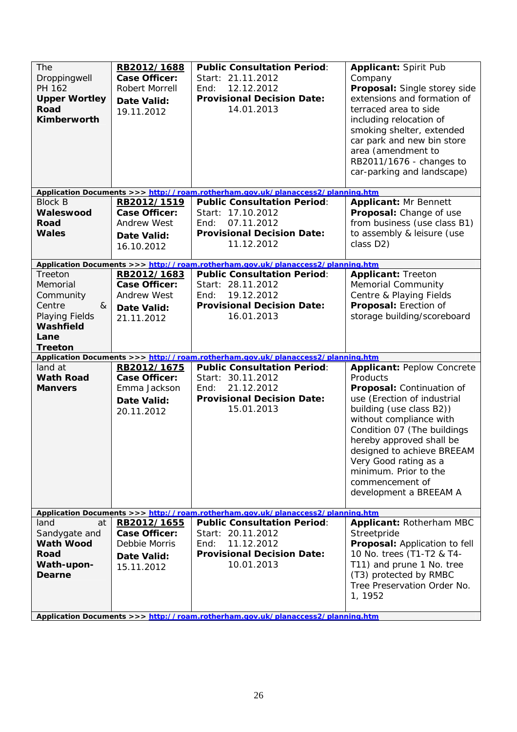| Location | Reference | Consultation | Details |
|---|---|---|---|
| The Droppingwell PH 162 **Upper Wortley Road Kimberworth** | **RB2012/1688** **Case Officer:** Robert Morrell **Date Valid:** 19.11.2012 | **Public Consultation Period**: Start: 21.11.2012 End: 12.12.2012 **Provisional Decision Date:** 14.01.2013 | **Applicant:** Spirit Pub Company **Proposal:** Single storey side extensions and formation of terraced area to side including relocation of smoking shelter, extended car park and new bin store area (amendment to RB2011/1676 - changes to car-parking and landscape) |
| **Application Documents >>>** http://roam.rotherham.gov.uk/planaccess2/planning.htm | | | |
| Block B **Waleswood Road Wales** | **RB2012/1519** **Case Officer:** Andrew West **Date Valid:** 16.10.2012 | **Public Consultation Period**: Start: 17.10.2012 End: 07.11.2012 **Provisional Decision Date:** 11.12.2012 | **Applicant:** Mr Bennett **Proposal:** Change of use from business (use class B1) to assembly & leisure (use class D2) |
| **Application Documents >>>** http://roam.rotherham.gov.uk/planaccess2/planning.htm | | | |
| Treeton Memorial Community Centre & Playing Fields **Washfield Lane Treeton** | **RB2012/1683** **Case Officer:** Andrew West **Date Valid:** 21.11.2012 | **Public Consultation Period**: Start: 28.11.2012 End: 19.12.2012 **Provisional Decision Date:** 16.01.2013 | **Applicant:** Treeton Memorial Community Centre & Playing Fields **Proposal:** Erection of storage building/scoreboard |
| **Application Documents >>>** http://roam.rotherham.gov.uk/planaccess2/planning.htm | | | |
| land at **Wath Road Manvers** | **RB2012/1675** **Case Officer:** Emma Jackson **Date Valid:** 20.11.2012 | **Public Consultation Period**: Start: 30.11.2012 End: 21.12.2012 **Provisional Decision Date:** 15.01.2013 | **Applicant:** Peplow Concrete Products **Proposal:** Continuation of use (Erection of industrial building (use class B2)) without compliance with Condition 07 (The buildings hereby approved shall be designed to achieve BREEAM Very Good rating as a minimum. Prior to the commencement of development a BREEAM A |
| **Application Documents >>>** http://roam.rotherham.gov.uk/planaccess2/planning.htm | | | |
| land at Sandygate and **Wath Wood Road Wath-upon-Dearne** | **RB2012/1655** **Case Officer:** Debbie Morris **Date Valid:** 15.11.2012 | **Public Consultation Period**: Start: 20.11.2012 End: 11.12.2012 **Provisional Decision Date:** 10.01.2013 | **Applicant:** Rotherham MBC Streetpride **Proposal:** Application to fell 10 No. trees (T1-T2 & T4-T11) and prune 1 No. tree (T3) protected by RMBC Tree Preservation Order No. 1, 1952 |
| **Application Documents >>>** http://roam.rotherham.gov.uk/planaccess2/planning.htm | | | |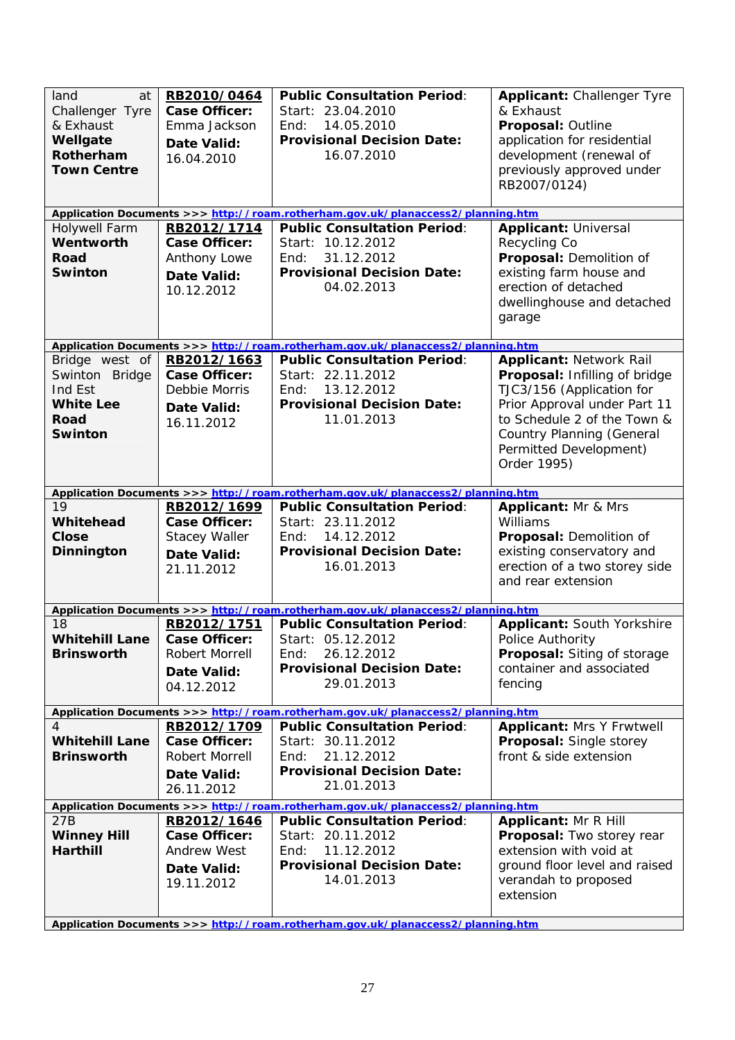| | | | |
|---|---|---|---|
| land at Challenger Tyre & Exhaust **Wellgate Rotherham Town Centre** | **RB2010/0464** **Case Officer:** Emma Jackson **Date Valid:** 16.04.2010 | **Public Consultation Period**: Start: 23.04.2010 End: 14.05.2010 **Provisional Decision Date:** 16.07.2010 | **Applicant:** Challenger Tyre & Exhaust **Proposal:** Outline application for residential development (renewal of previously approved under RB2007/0124) |
| **Application Documents >>> http://roam.rotherham.gov.uk/planaccess2/planning.htm** | | | |
| Holywell Farm **Wentworth Road Swinton** | **RB2012/1714** **Case Officer:** Anthony Lowe **Date Valid:** 10.12.2012 | **Public Consultation Period**: Start: 10.12.2012 End: 31.12.2012 **Provisional Decision Date:** 04.02.2013 | **Applicant:** Universal Recycling Co **Proposal:** Demolition of existing farm house and erection of detached dwellinghouse and detached garage |
| **Application Documents >>> http://roam.rotherham.gov.uk/planaccess2/planning.htm** | | | |
| Bridge west of Swinton Bridge Ind Est **White Lee Road Swinton** | **RB2012/1663** **Case Officer:** Debbie Morris **Date Valid:** 16.11.2012 | **Public Consultation Period**: Start: 22.11.2012 End: 13.12.2012 **Provisional Decision Date:** 11.01.2013 | **Applicant:** Network Rail **Proposal:** Infilling of bridge TJC3/156 (Application for Prior Approval under Part 11 to Schedule 2 of the Town & Country Planning (General Permitted Development) Order 1995) |
| **Application Documents >>> http://roam.rotherham.gov.uk/planaccess2/planning.htm** | | | |
| 19 **Whitehead Close Dinnington** | **RB2012/1699** **Case Officer:** Stacey Waller **Date Valid:** 21.11.2012 | **Public Consultation Period**: Start: 23.11.2012 End: 14.12.2012 **Provisional Decision Date:** 16.01.2013 | **Applicant:** Mr & Mrs Williams **Proposal:** Demolition of existing conservatory and erection of a two storey side and rear extension |
| **Application Documents >>> http://roam.rotherham.gov.uk/planaccess2/planning.htm** | | | |
| 18 **Whitehill Lane Brinsworth** | **RB2012/1751** **Case Officer:** Robert Morrell **Date Valid:** 04.12.2012 | **Public Consultation Period**: Start: 05.12.2012 End: 26.12.2012 **Provisional Decision Date:** 29.01.2013 | **Applicant:** South Yorkshire Police Authority **Proposal:** Siting of storage container and associated fencing |
| **Application Documents >>> http://roam.rotherham.gov.uk/planaccess2/planning.htm** | | | |
| 4 **Whitehill Lane Brinsworth** | **RB2012/1709** **Case Officer:** Robert Morrell **Date Valid:** 26.11.2012 | **Public Consultation Period**: Start: 30.11.2012 End: 21.12.2012 **Provisional Decision Date:** 21.01.2013 | **Applicant:** Mrs Y Frwtwell **Proposal:** Single storey front & side extension |
| **Application Documents >>> http://roam.rotherham.gov.uk/planaccess2/planning.htm** | | | |
| 27B **Winney Hill Harthill** | **RB2012/1646** **Case Officer:** Andrew West **Date Valid:** 19.11.2012 | **Public Consultation Period**: Start: 20.11.2012 End: 11.12.2012 **Provisional Decision Date:** 14.01.2013 | **Applicant:** Mr R Hill **Proposal:** Two storey rear extension with void at ground floor level and raised verandah to proposed extension |
| **Application Documents >>> http://roam.rotherham.gov.uk/planaccess2/planning.htm** | | | |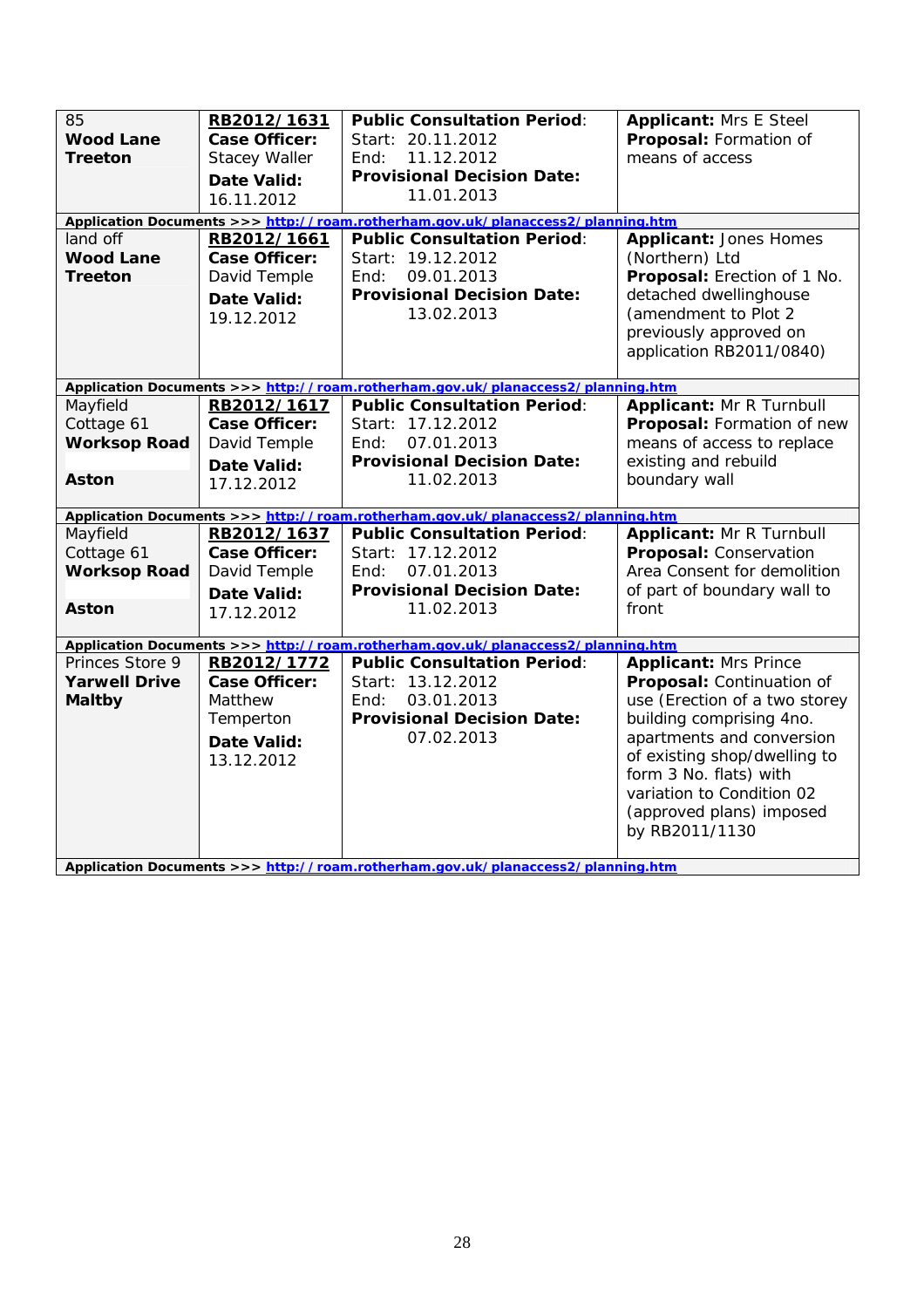| | | | |
|---|---|---|---|
| 85 **Wood Lane Treeton** | **RB2012/1631** **Case Officer:** Stacey Waller **Date Valid:** 16.11.2012 | **Public Consultation Period**: Start: 20.11.2012 End: 11.12.2012 **Provisional Decision Date:** 11.01.2013 | **Applicant:** Mrs E Steel **Proposal:** Formation of means of access |
| **Application Documents >>>** http://roam.rotherham.gov.uk/planaccess2/planning.htm | | | |
| land off **Wood Lane Treeton** | **RB2012/1661** **Case Officer:** David Temple **Date Valid:** 19.12.2012 | **Public Consultation Period**: Start: 19.12.2012 End: 09.01.2013 **Provisional Decision Date:** 13.02.2013 | **Applicant:** Jones Homes (Northern) Ltd **Proposal:** Erection of 1 No. detached dwellinghouse (amendment to Plot 2 previously approved on application RB2011/0840) |
| **Application Documents >>>** http://roam.rotherham.gov.uk/planaccess2/planning.htm | | | |
| Mayfield Cottage 61 **Worksop Road** **Aston** | **RB2012/1617** **Case Officer:** David Temple **Date Valid:** 17.12.2012 | **Public Consultation Period**: Start: 17.12.2012 End: 07.01.2013 **Provisional Decision Date:** 11.02.2013 | **Applicant:** Mr R Turnbull **Proposal:** Formation of new means of access to replace existing and rebuild boundary wall |
| **Application Documents >>>** http://roam.rotherham.gov.uk/planaccess2/planning.htm | | | |
| Mayfield Cottage 61 **Worksop Road** **Aston** | **RB2012/1637** **Case Officer:** David Temple **Date Valid:** 17.12.2012 | **Public Consultation Period**: Start: 17.12.2012 End: 07.01.2013 **Provisional Decision Date:** 11.02.2013 | **Applicant:** Mr R Turnbull **Proposal:** Conservation Area Consent for demolition of part of boundary wall to front |
| **Application Documents >>>** http://roam.rotherham.gov.uk/planaccess2/planning.htm | | | |
| Princes Store 9 **Yarwell Drive Maltby** | **RB2012/1772** **Case Officer:** Matthew Temperton **Date Valid:** 13.12.2012 | **Public Consultation Period**: Start: 13.12.2012 End: 03.01.2013 **Provisional Decision Date:** 07.02.2013 | **Applicant:** Mrs Prince **Proposal:** Continuation of use (Erection of a two storey building comprising 4no. apartments and conversion of existing shop/dwelling to form 3 No. flats) with variation to Condition 02 (approved plans) imposed by RB2011/1130 |
| **Application Documents >>>** http://roam.rotherham.gov.uk/planaccess2/planning.htm | | | |